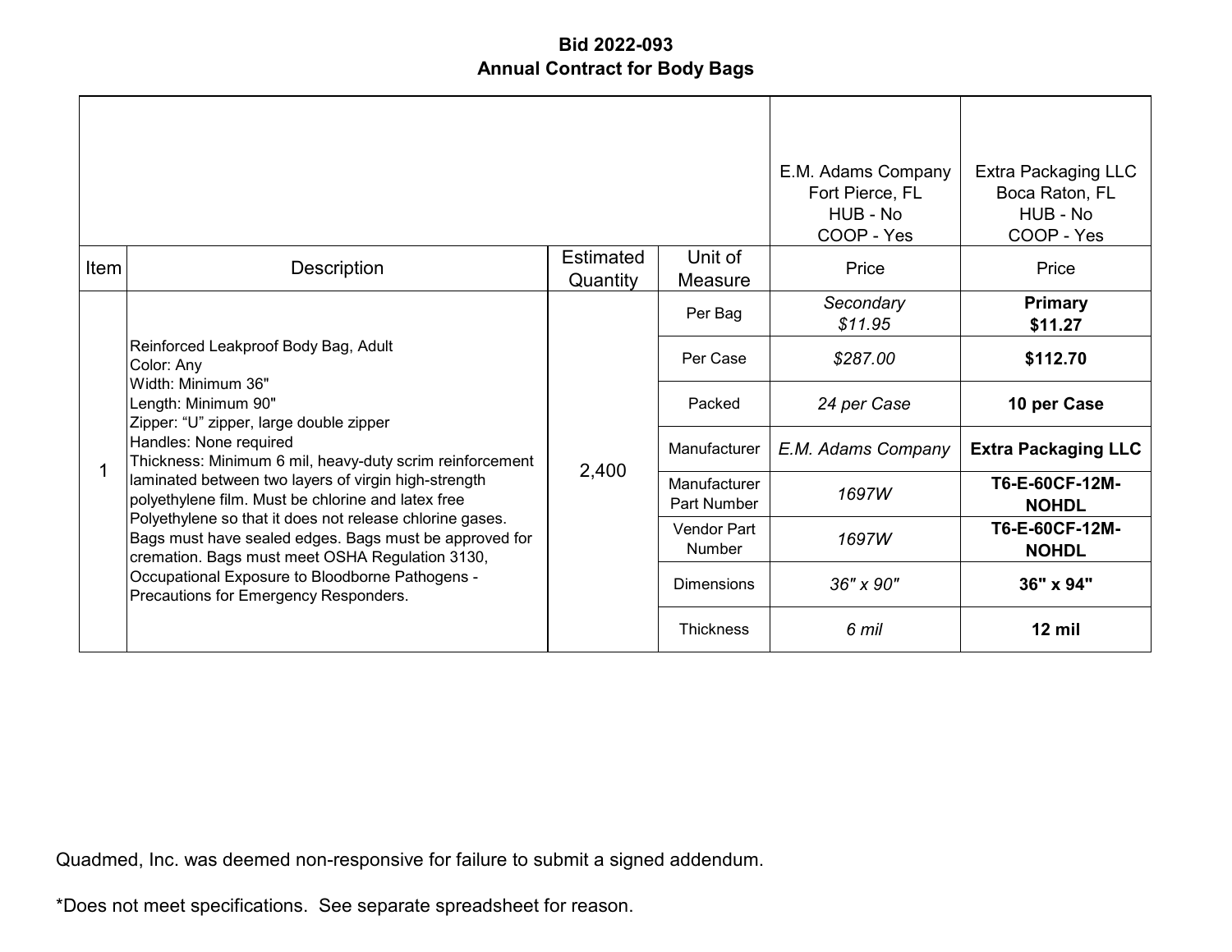# Bid 2022-093
## Annual Contract for Body Bags

| Item | Description | Estimated Quantity | Unit of Measure | E.M. Adams Company<br>Fort Pierce, FL<br>HUB - No<br>COOP - Yes<br>Price | Extra Packaging LLC<br>Boca Raton, FL<br>HUB - No<br>COOP - Yes<br>Price |
|---|---|---|---|---|---|
| 1 | Reinforced Leakproof Body Bag, Adult<br>Color: Any<br>Width: Minimum 36"<br>Length: Minimum 90"<br>Zipper: "U" zipper, large double zipper<br>Handles: None required<br>Thickness: Minimum 6 mil, heavy-duty scrim reinforcement laminated between two layers of virgin high-strength polyethylene film. Must be chlorine and latex free Polyethylene so that it does not release chlorine gases. Bags must have sealed edges. Bags must be approved for cremation. Bags must meet OSHA Regulation 3130, Occupational Exposure to Bloodborne Pathogens - Precautions for Emergency Responders. | 2,400 | Per Bag | *Secondary*<br>*$11.95* | **Primary**<br>**$11.27** |
| | | | Per Case | *$287.00* | **$112.70** |
| | | | Packed | *24 per Case* | **10 per Case** |
| | | | Manufacturer | *E.M. Adams Company* | **Extra Packaging LLC** |
| | | | Manufacturer Part Number | *1697W* | **T6-E-60CF-12M-NOHDL** |
| | | | Vendor Part Number | *1697W* | **T6-E-60CF-12M-NOHDL** |
| | | | Dimensions | *36" x 90"* | **36" x 94"** |
| | | | Thickness | *6 mil* | **12 mil** |

Quadmed, Inc. was deemed non-responsive for failure to submit a signed addendum.

*Does not meet specifications. See separate spreadsheet for reason.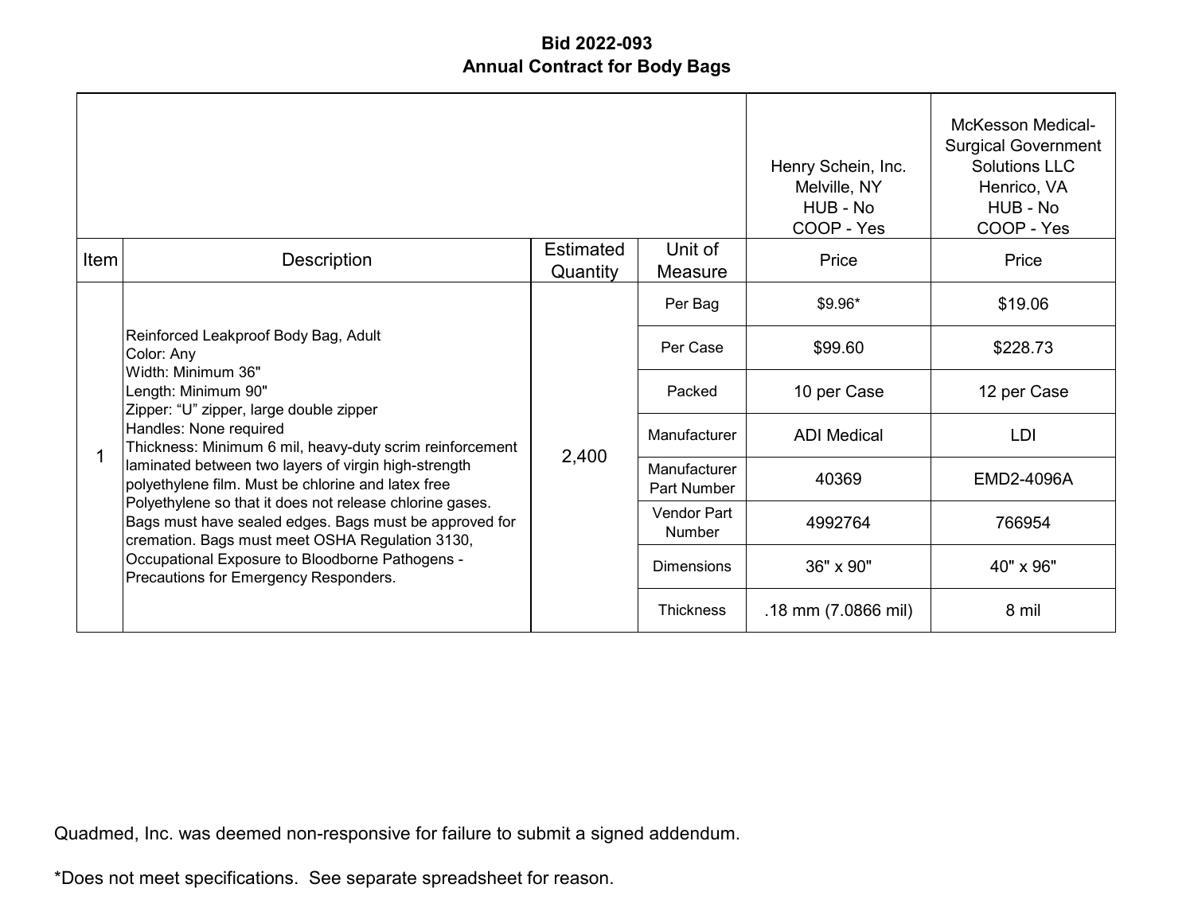# Bid 2022-093
## Annual Contract for Body Bags

| Item | Description | Estimated Quantity | Unit of Measure | Henry Schein, Inc. Melville, NY HUB - No COOP - Yes<br>Price | McKesson Medical-Surgical Government Solutions LLC Henrico, VA HUB - No COOP - Yes<br>Price |
|---|---|---|---|---|---|
| 1 | Reinforced Leakproof Body Bag, Adult<br>Color: Any<br>Width: Minimum 36"<br>Length: Minimum 90"<br>Zipper: "U" zipper, large double zipper<br>Handles: None required<br>Thickness: Minimum 6 mil, heavy-duty scrim reinforcement laminated between two layers of virgin high-strength polyethylene film. Must be chlorine and latex free Polyethylene so that it does not release chlorine gases. Bags must have sealed edges. Bags must be approved for cremation. Bags must meet OSHA Regulation 3130, Occupational Exposure to Bloodborne Pathogens - Precautions for Emergency Responders. | 2,400 | Per Bag | $9.96* | $19.06 |
| | | | Per Case | $99.60 | $228.73 |
| | | | Packed | 10 per Case | 12 per Case |
| | | | Manufacturer | ADI Medical | LDI |
| | | | Manufacturer Part Number | 40369 | EMD2-4096A |
| | | | Vendor Part Number | 4992764 | 766954 |
| | | | Dimensions | 36" x 90" | 40" x 96" |
| | | | Thickness | .18 mm (7.0866 mil) | 8 mil |

Quadmed, Inc. was deemed non-responsive for failure to submit a signed addendum.

*Does not meet specifications. See separate spreadsheet for reason.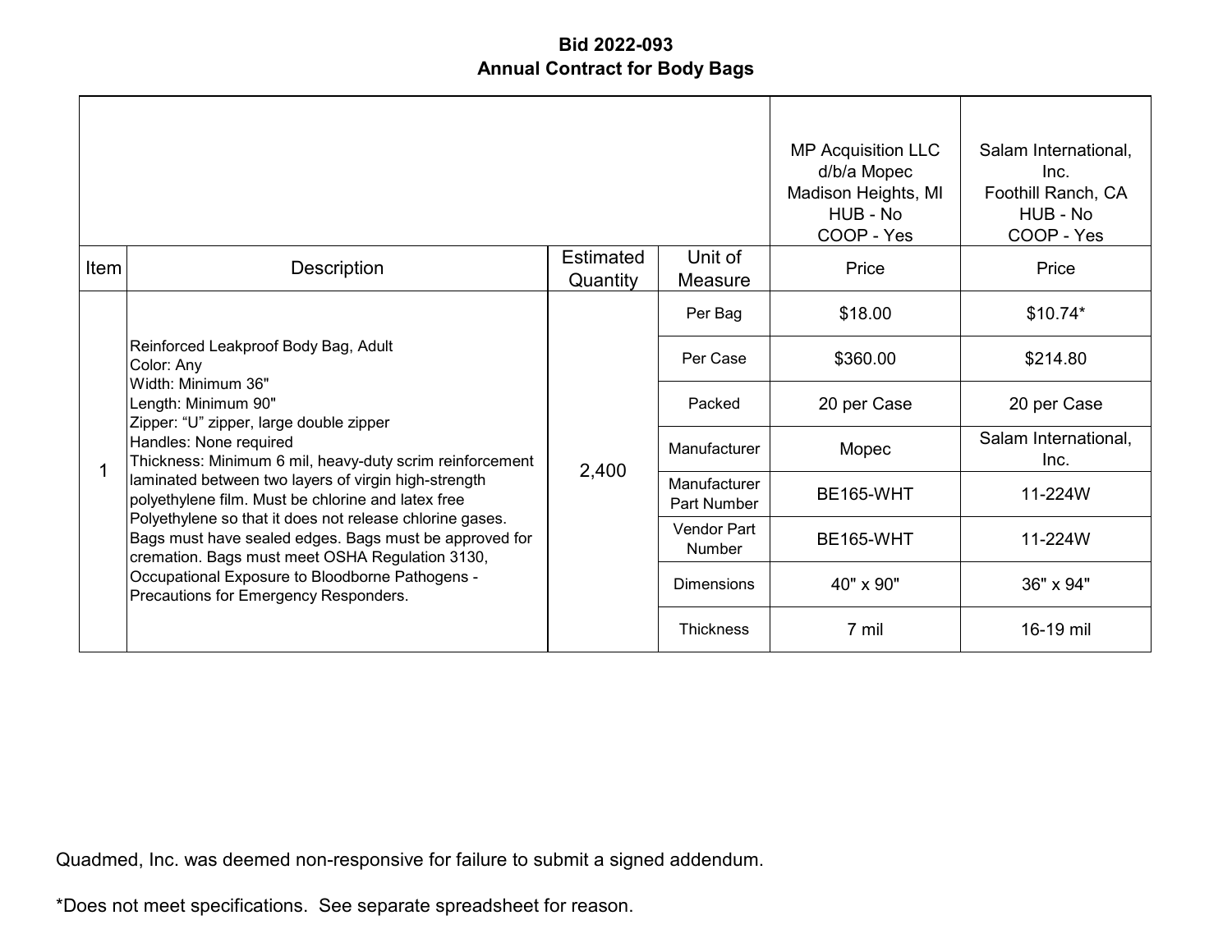# Bid 2022-093
## Annual Contract for Body Bags

| Item | Description | Estimated Quantity | Unit of Measure | MP Acquisition LLC d/b/a Mopec Madison Heights, MI HUB - No COOP - Yes Price | Salam International, Inc. Foothill Ranch, CA HUB - No COOP - Yes Price |
|---|---|---|---|---|---|
| 1 | Reinforced Leakproof Body Bag, Adult<br>Color: Any<br>Width: Minimum 36"<br>Length: Minimum 90"<br>Zipper: “U” zipper, large double zipper<br>Handles: None required<br>Thickness: Minimum 6 mil, heavy-duty scrim reinforcement laminated between two layers of virgin high-strength polyethylene film. Must be chlorine and latex free Polyethylene so that it does not release chlorine gases. Bags must have sealed edges. Bags must be approved for cremation. Bags must meet OSHA Regulation 3130, Occupational Exposure to Bloodborne Pathogens - Precautions for Emergency Responders. | 2,400 | Per Bag | $18.00 | $10.74* |
| | | | Per Case | $360.00 | $214.80 |
| | | | Packed | 20 per Case | 20 per Case |
| | | | Manufacturer | Mopec | Salam International, Inc. |
| | | | Manufacturer Part Number | BE165-WHT | 11-224W |
| | | | Vendor Part Number | BE165-WHT | 11-224W |
| | | | Dimensions | 40" x 90" | 36" x 94" |
| | | | Thickness | 7 mil | 16-19 mil |

Quadmed, Inc. was deemed non-responsive for failure to submit a signed addendum.

*Does not meet specifications. See separate spreadsheet for reason.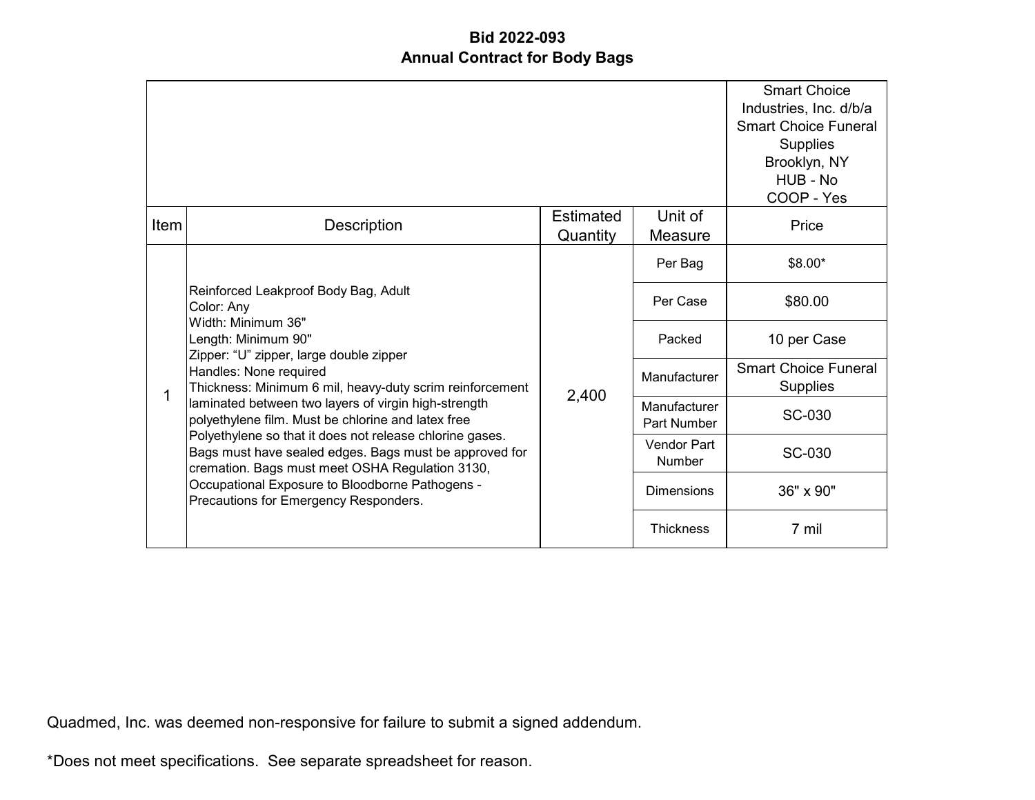# Bid 2022-093
## Annual Contract for Body Bags

| Item | Description | Estimated Quantity | Unit of Measure | Smart Choice Industries, Inc. d/b/a Smart Choice Funeral Supplies Brooklyn, NY HUB - No COOP - Yes |
|---|---|---|---|---|
| | | | | Price |
| 1 | Reinforced Leakproof Body Bag, Adult<br>Color: Any<br>Width: Minimum 36"<br>Length: Minimum 90"<br>Zipper: "U" zipper, large double zipper<br>Handles: None required<br>Thickness: Minimum 6 mil, heavy-duty scrim reinforcement laminated between two layers of virgin high-strength polyethylene film. Must be chlorine and latex free Polyethylene so that it does not release chlorine gases. Bags must have sealed edges. Bags must be approved for cremation. Bags must meet OSHA Regulation 3130, Occupational Exposure to Bloodborne Pathogens - Precautions for Emergency Responders. | 2,400 | Per Bag | $8.00* |
| | | | Per Case | $80.00 |
| | | | Packed | 10 per Case |
| | | | Manufacturer | Smart Choice Funeral Supplies |
| | | | Manufacturer Part Number | SC-030 |
| | | | Vendor Part Number | SC-030 |
| | | | Dimensions | 36" x 90" |
| | | | Thickness | 7 mil |

Quadmed, Inc. was deemed non-responsive for failure to submit a signed addendum.

*Does not meet specifications. See separate spreadsheet for reason.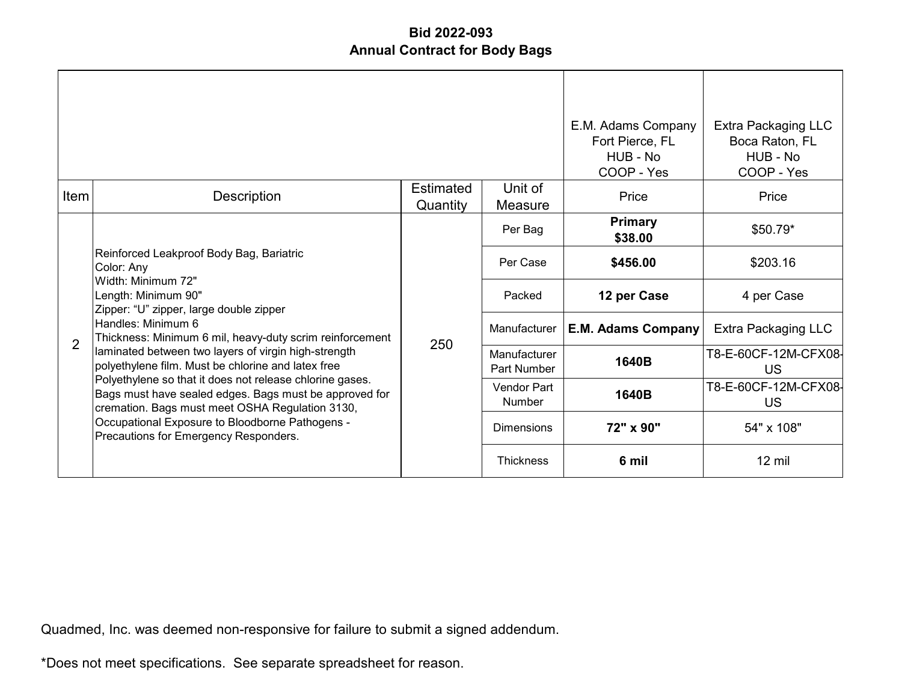**Bid 2022-093**
**Annual Contract for Body Bags**

| Item | Description | Estimated Quantity | Unit of Measure | E.M. Adams Company<br>Fort Pierce, FL<br>HUB - No<br>COOP - Yes<br>Price | Extra Packaging LLC<br>Boca Raton, FL<br>HUB - No<br>COOP - Yes<br>Price |
|---|---|---|---|---|---|
| 2 | Reinforced Leakproof Body Bag, Bariatric<br>Color: Any<br>Width: Minimum 72"<br>Length: Minimum 90"<br>Zipper: "U" zipper, large double zipper<br>Handles: Minimum 6<br>Thickness: Minimum 6 mil, heavy-duty scrim reinforcement laminated between two layers of virgin high-strength polyethylene film. Must be chlorine and latex free Polyethylene so that it does not release chlorine gases. Bags must have sealed edges. Bags must be approved for cremation. Bags must meet OSHA Regulation 3130, Occupational Exposure to Bloodborne Pathogens - Precautions for Emergency Responders. | 250 | Per Bag | **Primary<br>$38.00** | $50.79* |
| | | | Per Case | **$456.00** | $203.16 |
| | | | Packed | **12 per Case** | 4 per Case |
| | | | Manufacturer | **E.M. Adams Company** | Extra Packaging LLC |
| | | | Manufacturer Part Number | **1640B** | T8-E-60CF-12M-CFX08-US |
| | | | Vendor Part Number | **1640B** | T8-E-60CF-12M-CFX08-US |
| | | | Dimensions | **72" x 90"** | 54" x 108" |
| | | | Thickness | **6 mil** | 12 mil |

Quadmed, Inc. was deemed non-responsive for failure to submit a signed addendum.

*Does not meet specifications. See separate spreadsheet for reason.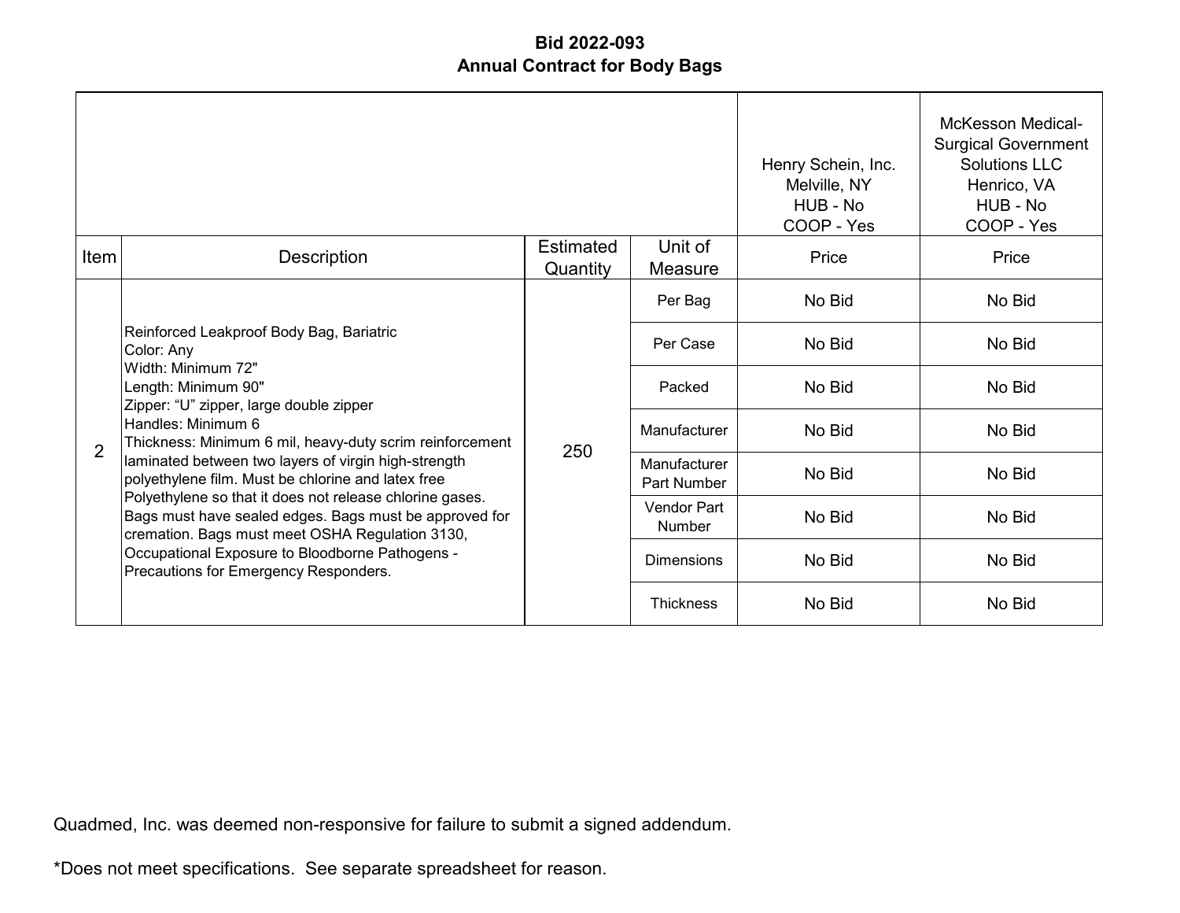# Bid 2022-093
## Annual Contract for Body Bags

| | | | | Henry Schein, Inc. Melville, NY HUB - No COOP - Yes | McKesson Medical-Surgical Government Solutions LLC Henrico, VA HUB - No COOP - Yes |
|---|---|---|---|---|---|
| Item | Description | Estimated Quantity | Unit of Measure | Price | Price |
| 2 | Reinforced Leakproof Body Bag, Bariatric Color: Any Width: Minimum 72" Length: Minimum 90" Zipper: "U" zipper, large double zipper Handles: Minimum 6 Thickness: Minimum 6 mil, heavy-duty scrim reinforcement laminated between two layers of virgin high-strength polyethylene film. Must be chlorine and latex free Polyethylene so that it does not release chlorine gases. Bags must have sealed edges. Bags must be approved for cremation. Bags must meet OSHA Regulation 3130, Occupational Exposure to Bloodborne Pathogens - Precautions for Emergency Responders. | 250 | Per Bag | No Bid | No Bid |
| | | | Per Case | No Bid | No Bid |
| | | | Packed | No Bid | No Bid |
| | | | Manufacturer | No Bid | No Bid |
| | | | Manufacturer Part Number | No Bid | No Bid |
| | | | Vendor Part Number | No Bid | No Bid |
| | | | Dimensions | No Bid | No Bid |
| | | | Thickness | No Bid | No Bid |

Quadmed, Inc. was deemed non-responsive for failure to submit a signed addendum.

*Does not meet specifications. See separate spreadsheet for reason.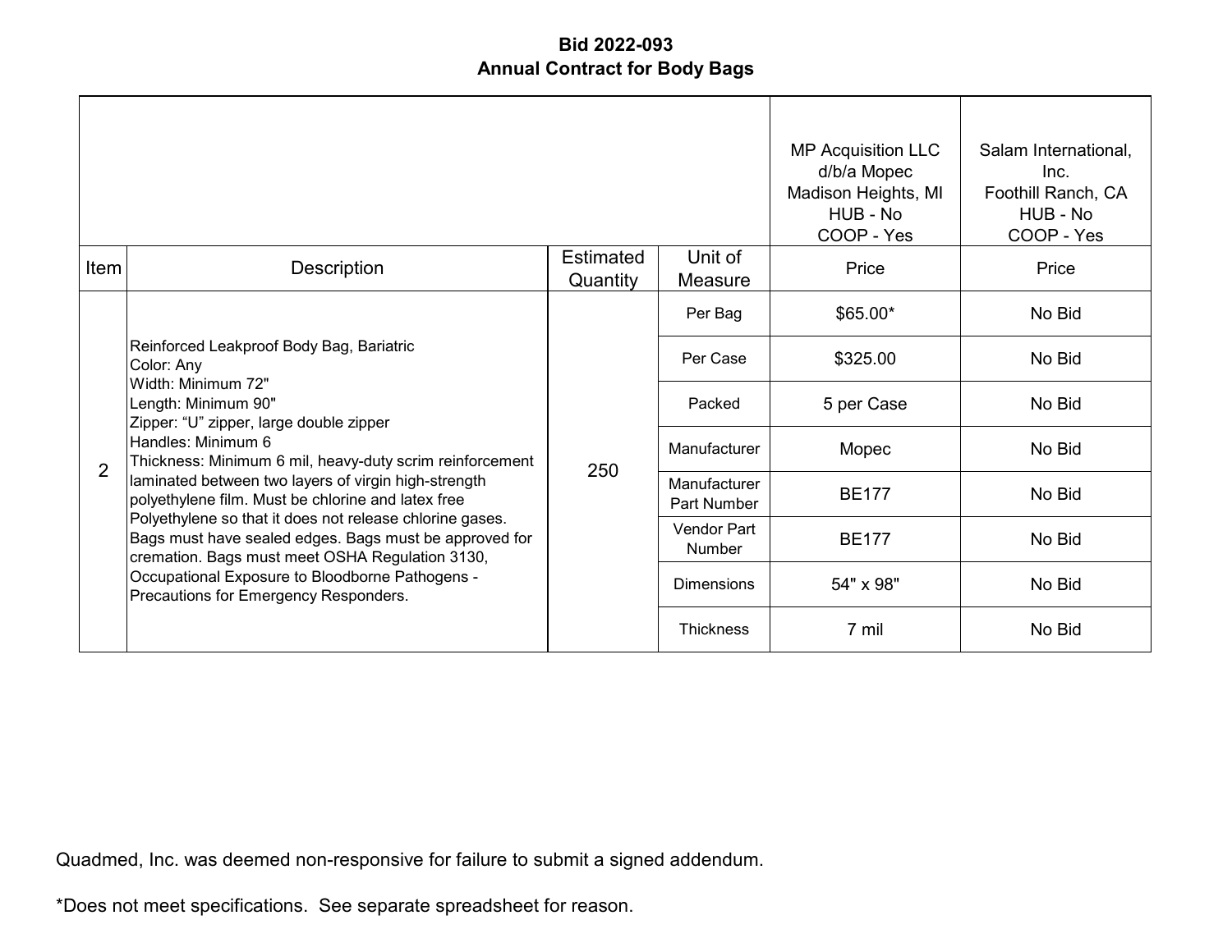**Bid 2022-093**
**Annual Contract for Body Bags**

| | | | | MP Acquisition LLC d/b/a Mopec Madison Heights, MI HUB - No COOP - Yes | Salam International, Inc. Foothill Ranch, CA HUB - No COOP - Yes |
|---|---|---|---|---|---|
| Item | Description | Estimated Quantity | Unit of Measure | Price | Price |
| 2 | Reinforced Leakproof Body Bag, Bariatric<br>Color: Any<br>Width: Minimum 72"<br>Length: Minimum 90"<br>Zipper: "U" zipper, large double zipper<br>Handles: Minimum 6<br>Thickness: Minimum 6 mil, heavy-duty scrim reinforcement laminated between two layers of virgin high-strength polyethylene film. Must be chlorine and latex free Polyethylene so that it does not release chlorine gases. Bags must have sealed edges. Bags must be approved for cremation. Bags must meet OSHA Regulation 3130, Occupational Exposure to Bloodborne Pathogens - Precautions for Emergency Responders. | 250 | Per Bag | $65.00* | No Bid |
| | | | Per Case | $325.00 | No Bid |
| | | | Packed | 5 per Case | No Bid |
| | | | Manufacturer | Mopec | No Bid |
| | | | Manufacturer Part Number | BE177 | No Bid |
| | | | Vendor Part Number | BE177 | No Bid |
| | | | Dimensions | 54" x 98" | No Bid |
| | | | Thickness | 7 mil | No Bid |

Quadmed, Inc. was deemed non-responsive for failure to submit a signed addendum.

*Does not meet specifications. See separate spreadsheet for reason.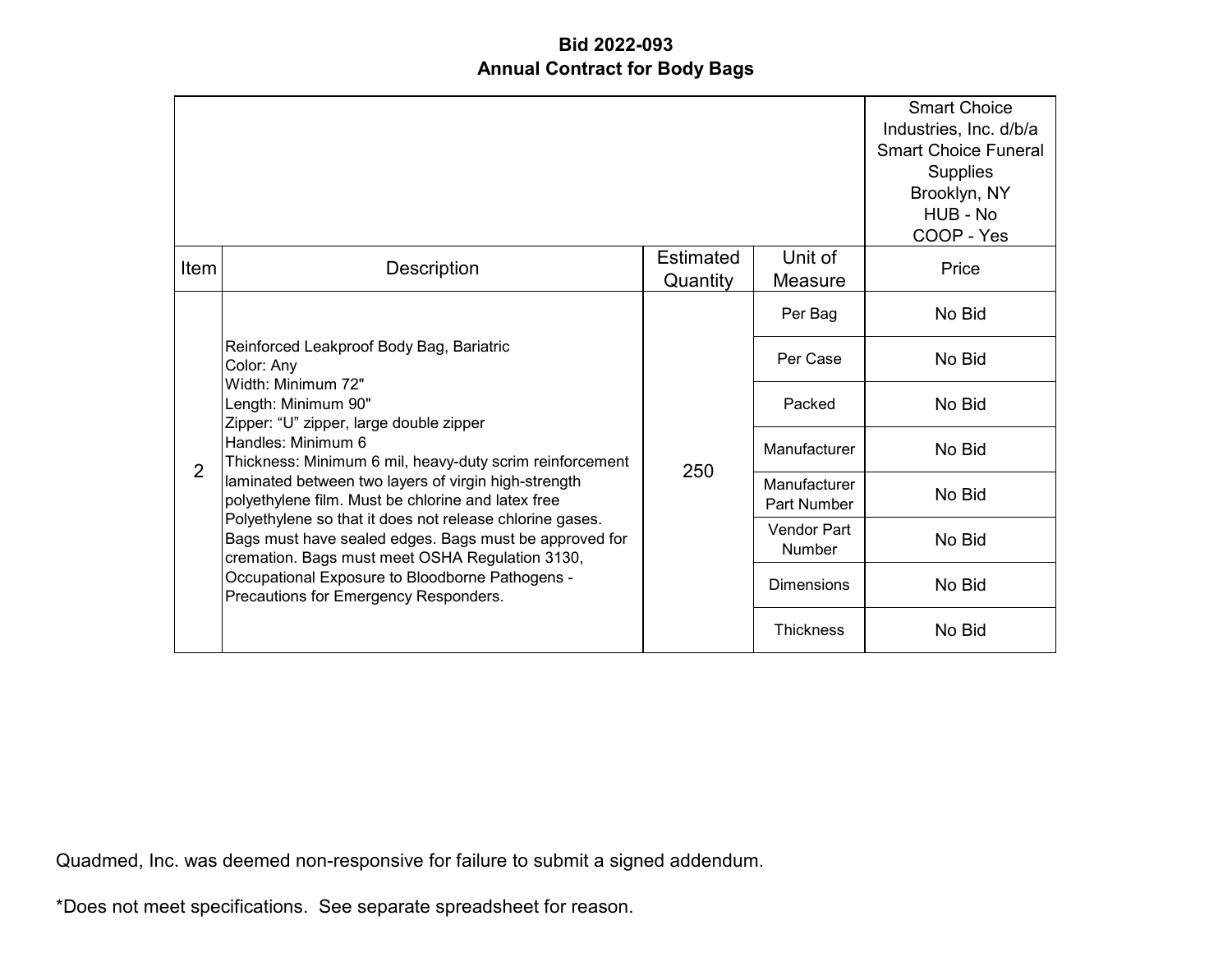# Bid 2022-093
## Annual Contract for Body Bags

| | | | | Smart Choice Industries, Inc. d/b/a Smart Choice Funeral Supplies Brooklyn, NY HUB - No COOP - Yes |
|---|---|---|---|---|
| Item | Description | Estimated Quantity | Unit of Measure | Price |
| 2 | Reinforced Leakproof Body Bag, Bariatric<br>Color: Any<br>Width: Minimum 72"<br>Length: Minimum 90"<br>Zipper: "U" zipper, large double zipper<br>Handles: Minimum 6<br>Thickness: Minimum 6 mil, heavy-duty scrim reinforcement laminated between two layers of virgin high-strength polyethylene film. Must be chlorine and latex free Polyethylene so that it does not release chlorine gases. Bags must have sealed edges. Bags must be approved for cremation. Bags must meet OSHA Regulation 3130, Occupational Exposure to Bloodborne Pathogens - Precautions for Emergency Responders. | 250 | Per Bag | No Bid |
| | | | Per Case | No Bid |
| | | | Packed | No Bid |
| | | | Manufacturer | No Bid |
| | | | Manufacturer Part Number | No Bid |
| | | | Vendor Part Number | No Bid |
| | | | Dimensions | No Bid |
| | | | Thickness | No Bid |

Quadmed, Inc. was deemed non-responsive for failure to submit a signed addendum.

*Does not meet specifications. See separate spreadsheet for reason.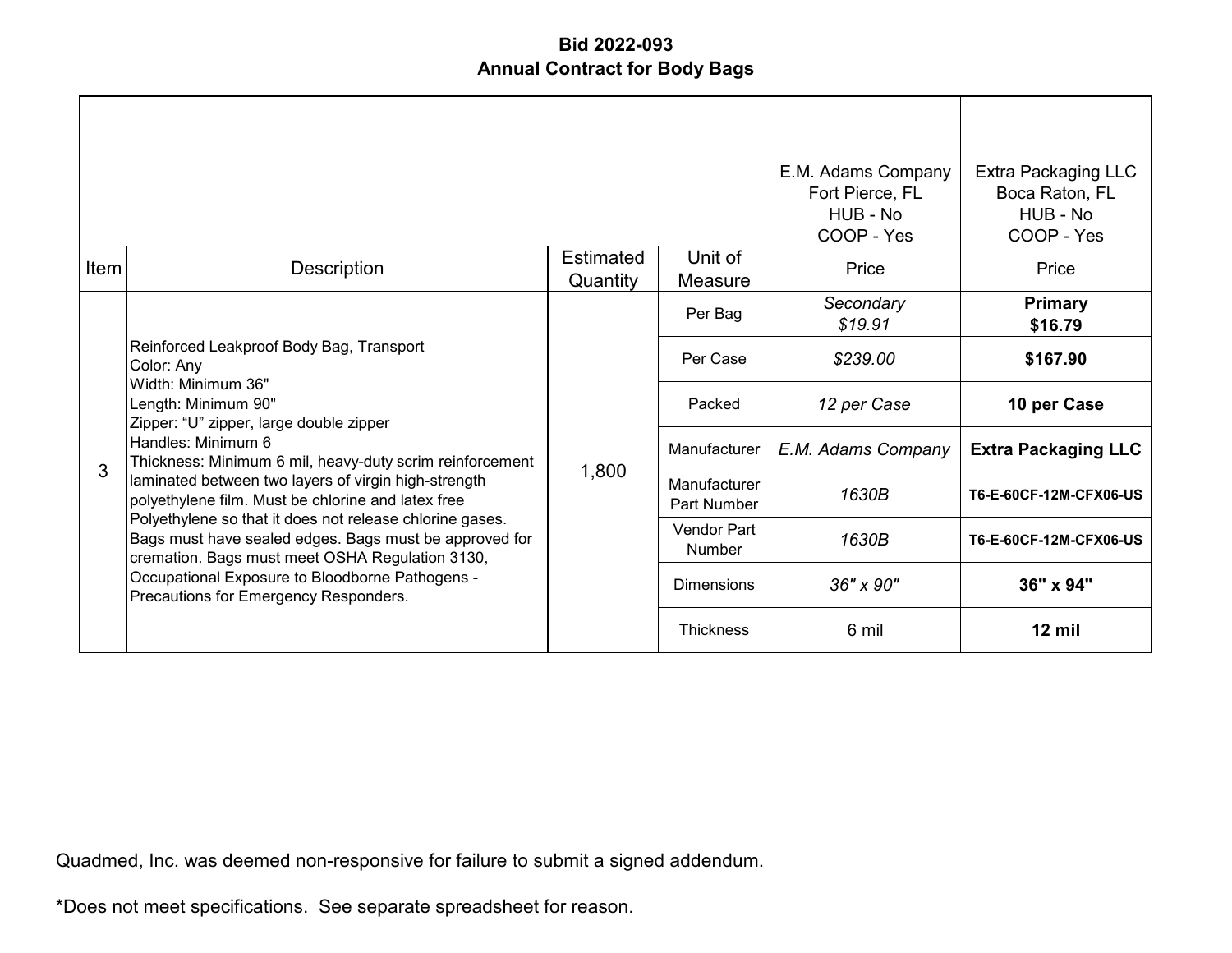# Bid 2022-093
## Annual Contract for Body Bags

| Item | Description | Estimated Quantity | Unit of Measure | E.M. Adams Company<br>Fort Pierce, FL<br>HUB - No<br>COOP - Yes<br>Price | Extra Packaging LLC<br>Boca Raton, FL<br>HUB - No<br>COOP - Yes<br>Price |
|---|---|---|---|---|---|
| 3 | Reinforced Leakproof Body Bag, Transport<br>Color: Any<br>Width: Minimum 36"<br>Length: Minimum 90"<br>Zipper: "U" zipper, large double zipper<br>Handles: Minimum 6<br>Thickness: Minimum 6 mil, heavy-duty scrim reinforcement laminated between two layers of virgin high-strength polyethylene film. Must be chlorine and latex free Polyethylene so that it does not release chlorine gases. Bags must have sealed edges. Bags must be approved for cremation. Bags must meet OSHA Regulation 3130, Occupational Exposure to Bloodborne Pathogens - Precautions for Emergency Responders. | 1,800 | Per Bag | *Secondary*<br>*$19.91* | **Primary**<br>**$16.79** |
| | | | Per Case | *$239.00* | **$167.90** |
| | | | Packed | *12 per Case* | **10 per Case** |
| | | | Manufacturer | *E.M. Adams Company* | **Extra Packaging LLC** |
| | | | Manufacturer Part Number | *1630B* | **T6-E-60CF-12M-CFX06-US** |
| | | | Vendor Part Number | *1630B* | **T6-E-60CF-12M-CFX06-US** |
| | | | Dimensions | *36" x 90"* | **36" x 94"** |
| | | | Thickness | 6 mil | **12 mil** |

Quadmed, Inc. was deemed non-responsive for failure to submit a signed addendum.

*Does not meet specifications. See separate spreadsheet for reason.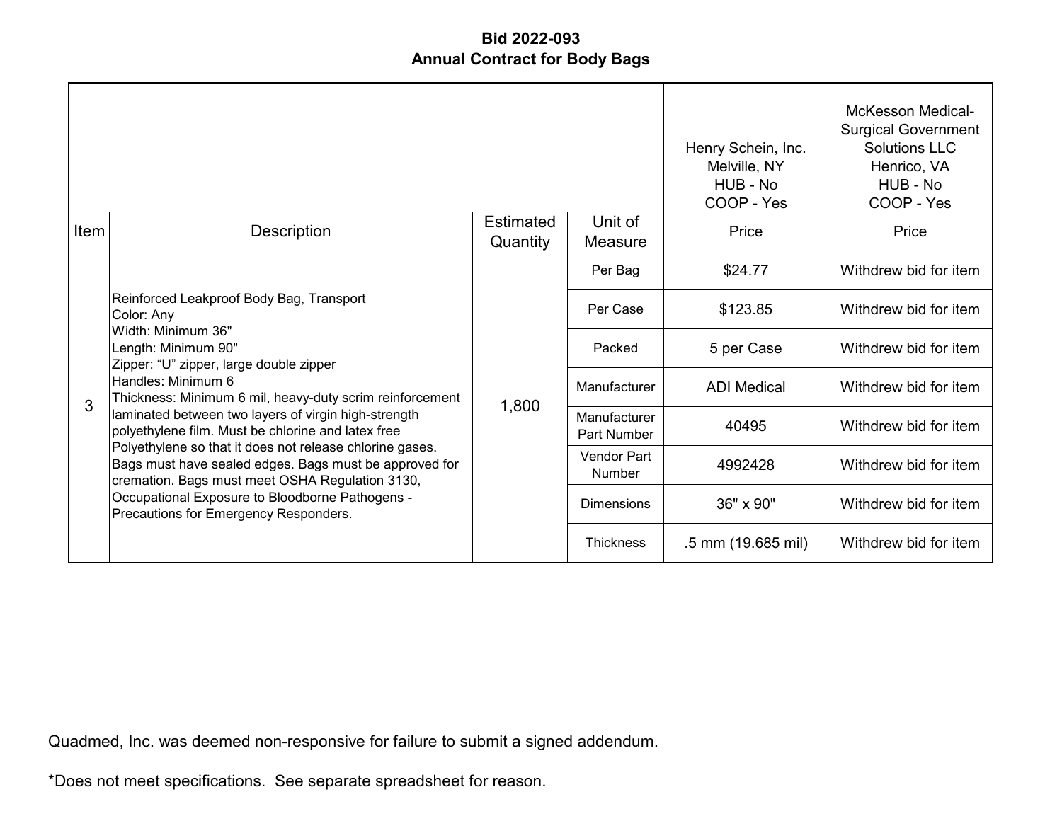**Bid 2022-093**
**Annual Contract for Body Bags**

| Item | Description | Estimated Quantity | Unit of Measure | Henry Schein, Inc.<br>Melville, NY<br>HUB - No<br>COOP - Yes<br>Price | McKesson Medical-Surgical Government Solutions LLC<br>Henrico, VA<br>HUB - No<br>COOP - Yes<br>Price |
|---|---|---|---|---|---|
| 3 | Reinforced Leakproof Body Bag, Transport<br>Color: Any<br>Width: Minimum 36"<br>Length: Minimum 90"<br>Zipper: "U" zipper, large double zipper<br>Handles: Minimum 6<br>Thickness: Minimum 6 mil, heavy-duty scrim reinforcement laminated between two layers of virgin high-strength polyethylene film. Must be chlorine and latex free Polyethylene so that it does not release chlorine gases. Bags must have sealed edges. Bags must be approved for cremation. Bags must meet OSHA Regulation 3130, Occupational Exposure to Bloodborne Pathogens - Precautions for Emergency Responders. | 1,800 | Per Bag | $24.77 | Withdrew bid for item |
| | | | Per Case | $123.85 | Withdrew bid for item |
| | | | Packed | 5 per Case | Withdrew bid for item |
| | | | Manufacturer | ADI Medical | Withdrew bid for item |
| | | | Manufacturer Part Number | 40495 | Withdrew bid for item |
| | | | Vendor Part Number | 4992428 | Withdrew bid for item |
| | | | Dimensions | 36" x 90" | Withdrew bid for item |
| | | | Thickness | .5 mm (19.685 mil) | Withdrew bid for item |

Quadmed, Inc. was deemed non-responsive for failure to submit a signed addendum.

*Does not meet specifications. See separate spreadsheet for reason.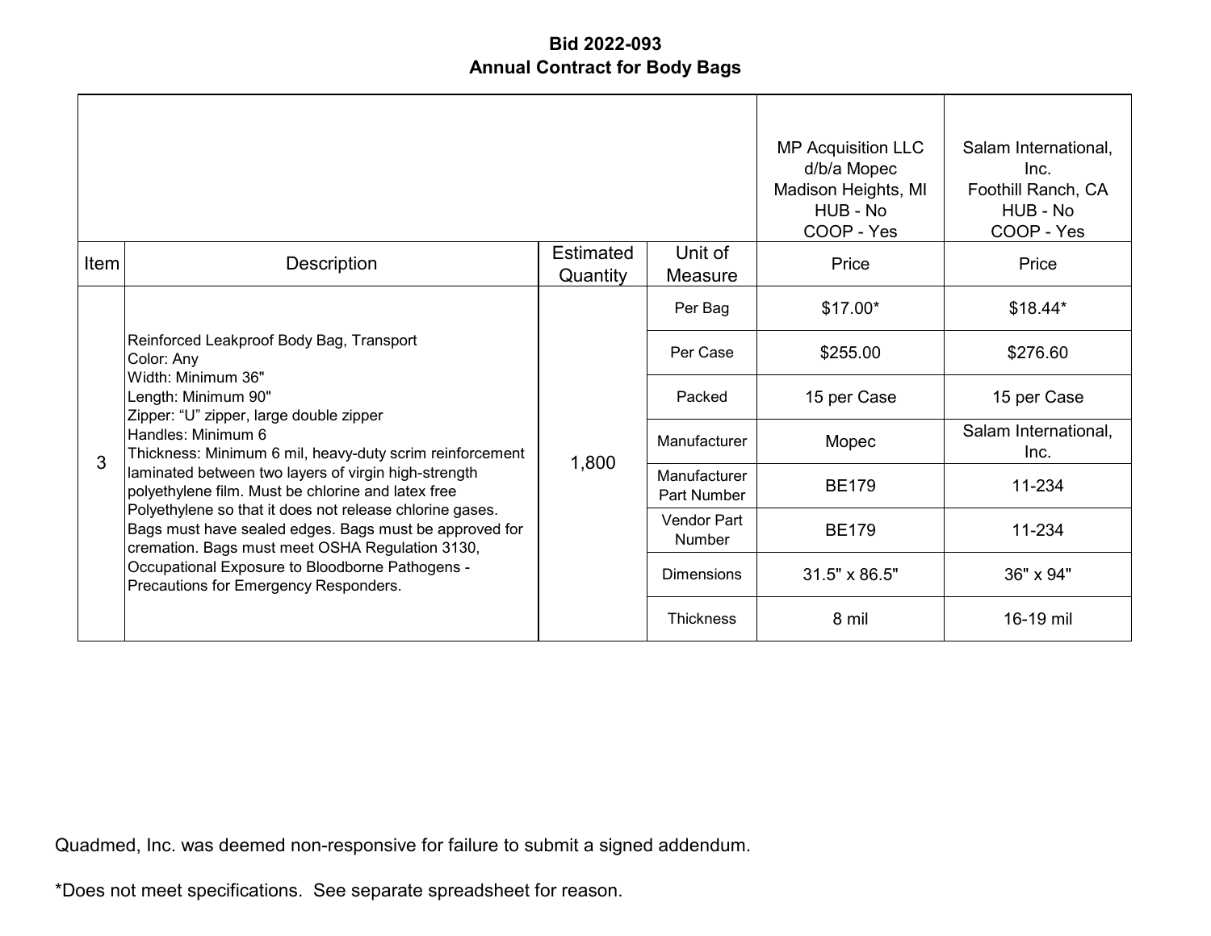**Bid 2022-093**
**Annual Contract for Body Bags**

| Item | Description | Estimated Quantity | Unit of Measure | MP Acquisition LLC d/b/a Mopec Madison Heights, MI HUB - No COOP - Yes Price | Salam International, Inc. Foothill Ranch, CA HUB - No COOP - Yes Price |
|---|---|---|---|---|---|
| 3 | Reinforced Leakproof Body Bag, Transport Color: Any Width: Minimum 36" Length: Minimum 90" Zipper: "U" zipper, large double zipper Handles: Minimum 6 Thickness: Minimum 6 mil, heavy-duty scrim reinforcement laminated between two layers of virgin high-strength polyethylene film. Must be chlorine and latex free Polyethylene so that it does not release chlorine gases. Bags must have sealed edges. Bags must be approved for cremation. Bags must meet OSHA Regulation 3130, Occupational Exposure to Bloodborne Pathogens - Precautions for Emergency Responders. | 1,800 | Per Bag | $17.00* | $18.44* |
| | | | Per Case | $255.00 | $276.60 |
| | | | Packed | 15 per Case | 15 per Case |
| | | | Manufacturer | Mopec | Salam International, Inc. |
| | | | Manufacturer Part Number | BE179 | 11-234 |
| | | | Vendor Part Number | BE179 | 11-234 |
| | | | Dimensions | 31.5" x 86.5" | 36" x 94" |
| | | | Thickness | 8 mil | 16-19 mil |

Quadmed, Inc. was deemed non-responsive for failure to submit a signed addendum.

*Does not meet specifications. See separate spreadsheet for reason.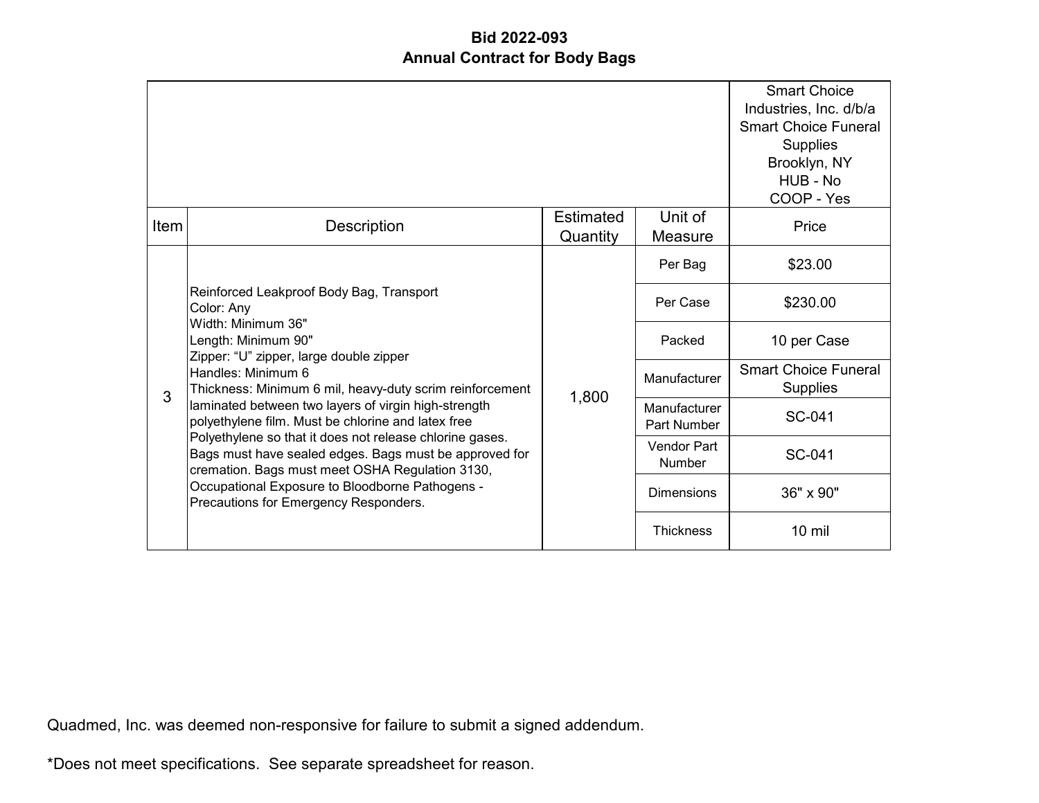# Bid 2022-093
## Annual Contract for Body Bags

| Item | Description | Estimated Quantity | Unit of Measure | Smart Choice Industries, Inc. d/b/a Smart Choice Funeral Supplies Brooklyn, NY HUB - No COOP - Yes |
|---|---|---|---|---|
| | | | | Price |
| 3 | Reinforced Leakproof Body Bag, Transport Color: Any Width: Minimum 36" Length: Minimum 90" Zipper: "U" zipper, large double zipper Handles: Minimum 6 Thickness: Minimum 6 mil, heavy-duty scrim reinforcement laminated between two layers of virgin high-strength polyethylene film. Must be chlorine and latex free Polyethylene so that it does not release chlorine gases. Bags must have sealed edges. Bags must be approved for cremation. Bags must meet OSHA Regulation 3130, Occupational Exposure to Bloodborne Pathogens - Precautions for Emergency Responders. | 1,800 | Per Bag | $23.00 |
| | | | Per Case | $230.00 |
| | | | Packed | 10 per Case |
| | | | Manufacturer | Smart Choice Funeral Supplies |
| | | | Manufacturer Part Number | SC-041 |
| | | | Vendor Part Number | SC-041 |
| | | | Dimensions | 36" x 90" |
| | | | Thickness | 10 mil |

Quadmed, Inc. was deemed non-responsive for failure to submit a signed addendum.

*Does not meet specifications. See separate spreadsheet for reason.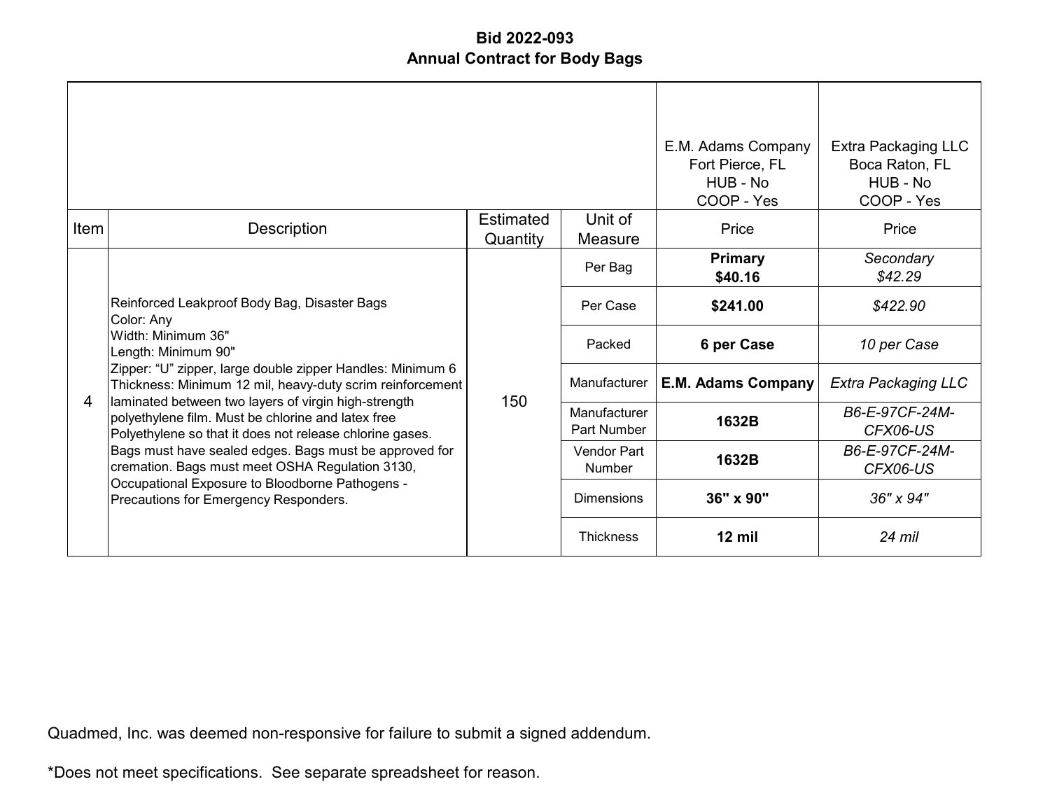**Bid 2022-093**
**Annual Contract for Body Bags**

| Item | Description | Estimated Quantity | Unit of Measure | E.M. Adams Company<br>Fort Pierce, FL<br>HUB - No<br>COOP - Yes<br>Price | Extra Packaging LLC<br>Boca Raton, FL<br>HUB - No<br>COOP - Yes<br>Price |
|---|---|---|---|---|---|
| 4 | Reinforced Leakproof Body Bag, Disaster Bags<br>Color: Any<br>Width: Minimum 36"<br>Length: Minimum 90"<br>Zipper: "U" zipper, large double zipper Handles: Minimum 6<br>Thickness: Minimum 12 mil, heavy-duty scrim reinforcement laminated between two layers of virgin high-strength polyethylene film. Must be chlorine and latex free Polyethylene so that it does not release chlorine gases. Bags must have sealed edges. Bags must be approved for cremation. Bags must meet OSHA Regulation 3130, Occupational Exposure to Bloodborne Pathogens - Precautions for Emergency Responders. | 150 | Per Bag | **Primary**<br>**$40.16** | *Secondary*<br>*$42.29* |
| | | | Per Case | **$241.00** | *$422.90* |
| | | | Packed | **6 per Case** | *10 per Case* |
| | | | Manufacturer | **E.M. Adams Company** | *Extra Packaging LLC* |
| | | | Manufacturer Part Number | **1632B** | *B6-E-97CF-24M-CFX06-US* |
| | | | Vendor Part Number | **1632B** | *B6-E-97CF-24M-CFX06-US* |
| | | | Dimensions | **36" x 90"** | *36" x 94"* |
| | | | Thickness | **12 mil** | *24 mil* |

Quadmed, Inc. was deemed non-responsive for failure to submit a signed addendum.

*Does not meet specifications. See separate spreadsheet for reason.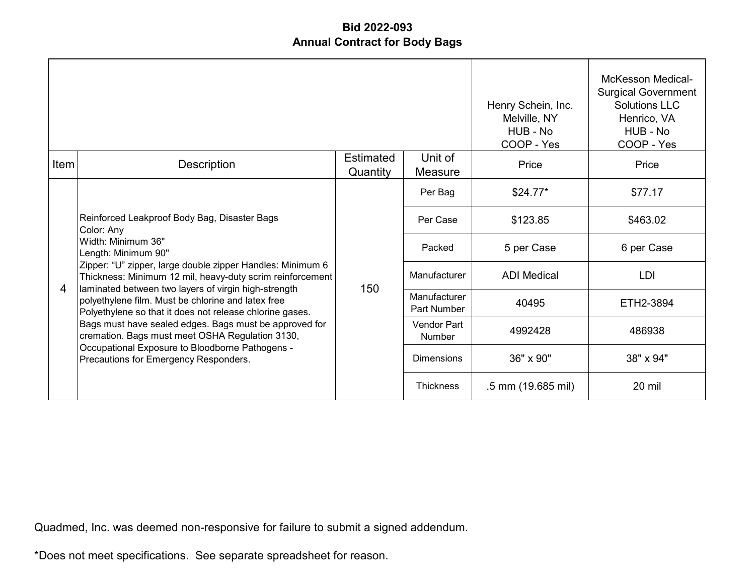**Bid 2022-093**
**Annual Contract for Body Bags**

| | | | | Henry Schein, Inc.<br>Melville, NY<br>HUB - No<br>COOP - Yes | McKesson Medical-Surgical Government Solutions LLC<br>Henrico, VA<br>HUB - No<br>COOP - Yes |
|---|---|---|---|---|---|
| Item | Description | Estimated Quantity | Unit of Measure | Price | Price |
| 4 | Reinforced Leakproof Body Bag, Disaster Bags<br>Color: Any<br>Width: Minimum 36"<br>Length: Minimum 90"<br>Zipper: "U" zipper, large double zipper Handles: Minimum 6<br>Thickness: Minimum 12 mil, heavy-duty scrim reinforcement laminated between two layers of virgin high-strength polyethylene film. Must be chlorine and latex free Polyethylene so that it does not release chlorine gases. Bags must have sealed edges. Bags must be approved for cremation. Bags must meet OSHA Regulation 3130, Occupational Exposure to Bloodborne Pathogens - Precautions for Emergency Responders. | 150 | Per Bag | $24.77* | $77.17 |
| | | | Per Case | $123.85 | $463.02 |
| | | | Packed | 5 per Case | 6 per Case |
| | | | Manufacturer | ADI Medical | LDI |
| | | | Manufacturer Part Number | 40495 | ETH2-3894 |
| | | | Vendor Part Number | 4992428 | 486938 |
| | | | Dimensions | 36" x 90" | 38" x 94" |
| | | | Thickness | .5 mm (19.685 mil) | 20 mil |

Quadmed, Inc. was deemed non-responsive for failure to submit a signed addendum.

*Does not meet specifications. See separate spreadsheet for reason.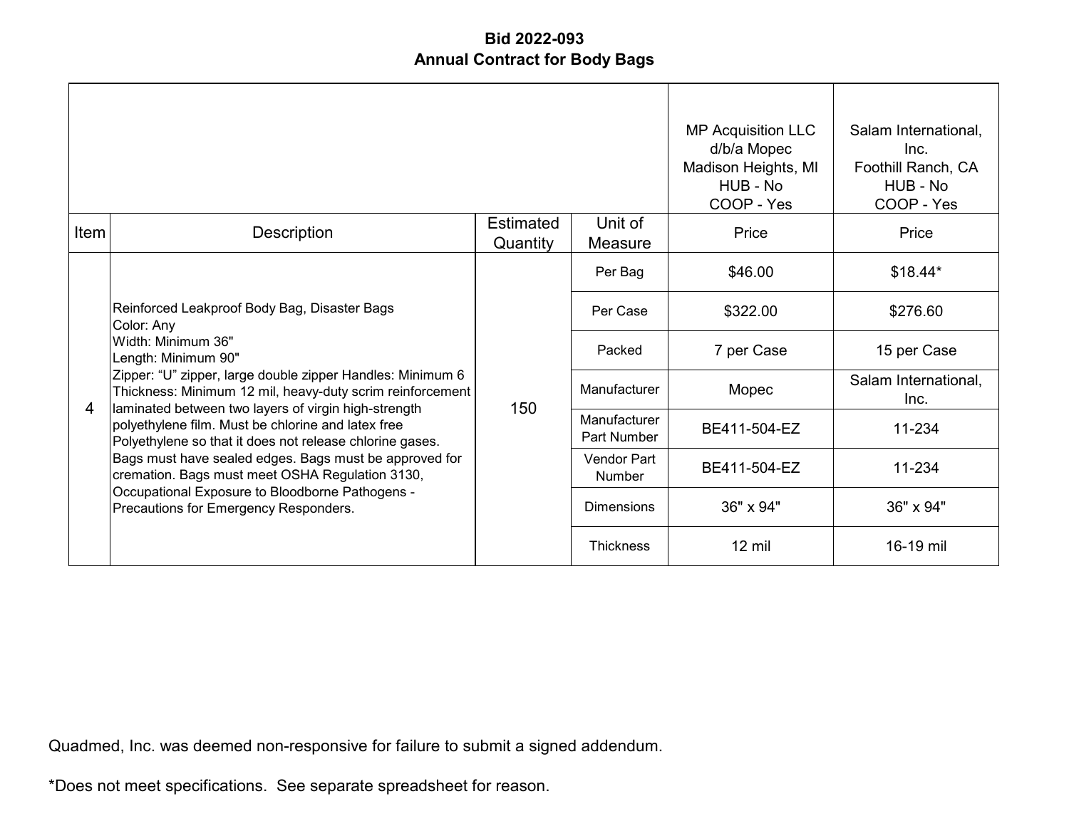# Bid 2022-093
## Annual Contract for Body Bags

| Item | Description | Estimated Quantity | Unit of Measure | MP Acquisition LLC d/b/a Mopec Madison Heights, MI HUB - No COOP - Yes Price | Salam International, Inc. Foothill Ranch, CA HUB - No COOP - Yes Price |
|---|---|---|---|---|---|
| 4 | Reinforced Leakproof Body Bag, Disaster Bags Color: Any Width: Minimum 36" Length: Minimum 90" Zipper: "U" zipper, large double zipper Handles: Minimum 6 Thickness: Minimum 12 mil, heavy-duty scrim reinforcement laminated between two layers of virgin high-strength polyethylene film. Must be chlorine and latex free Polyethylene so that it does not release chlorine gases. Bags must have sealed edges. Bags must be approved for cremation. Bags must meet OSHA Regulation 3130, Occupational Exposure to Bloodborne Pathogens - Precautions for Emergency Responders. | 150 | Per Bag | $46.00 | $18.44* |
| | | | Per Case | $322.00 | $276.60 |
| | | | Packed | 7 per Case | 15 per Case |
| | | | Manufacturer | Mopec | Salam International, Inc. |
| | | | Manufacturer Part Number | BE411-504-EZ | 11-234 |
| | | | Vendor Part Number | BE411-504-EZ | 11-234 |
| | | | Dimensions | 36" x 94" | 36" x 94" |
| | | | Thickness | 12 mil | 16-19 mil |

Quadmed, Inc. was deemed non-responsive for failure to submit a signed addendum.

*Does not meet specifications. See separate spreadsheet for reason.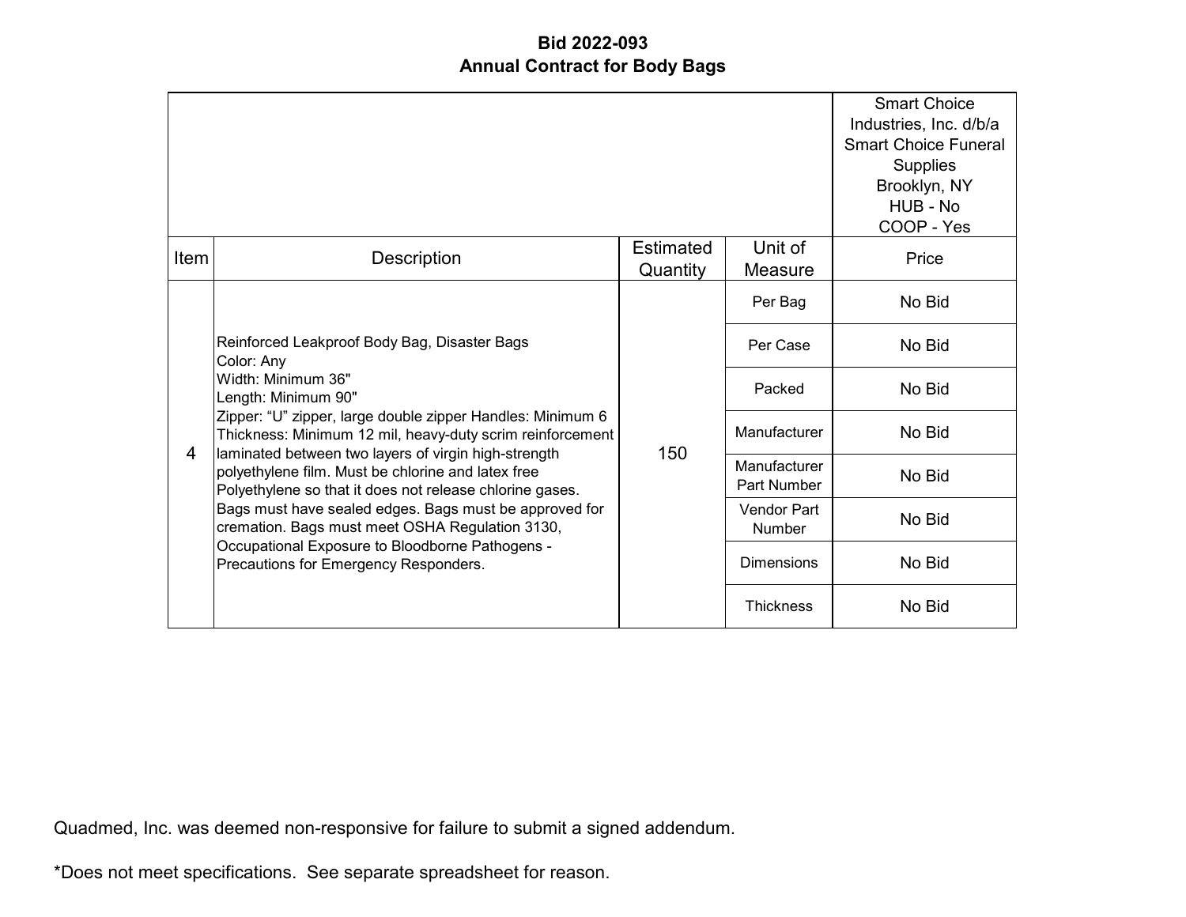**Bid 2022-093**
**Annual Contract for Body Bags**

| Item | Description | Estimated Quantity | Unit of Measure | Smart Choice Industries, Inc. d/b/a Smart Choice Funeral Supplies Brooklyn, NY HUB - No COOP - Yes Price |
|---|---|---|---|---|
| 4 | Reinforced Leakproof Body Bag, Disaster Bags Color: Any Width: Minimum 36" Length: Minimum 90" Zipper: "U" zipper, large double zipper Handles: Minimum 6 Thickness: Minimum 12 mil, heavy-duty scrim reinforcement laminated between two layers of virgin high-strength polyethylene film. Must be chlorine and latex free Polyethylene so that it does not release chlorine gases. Bags must have sealed edges. Bags must be approved for cremation. Bags must meet OSHA Regulation 3130, Occupational Exposure to Bloodborne Pathogens - Precautions for Emergency Responders. | 150 | Per Bag | No Bid |
| | | | Per Case | No Bid |
| | | | Packed | No Bid |
| | | | Manufacturer | No Bid |
| | | | Manufacturer Part Number | No Bid |
| | | | Vendor Part Number | No Bid |
| | | | Dimensions | No Bid |
| | | | Thickness | No Bid |

Quadmed, Inc. was deemed non-responsive for failure to submit a signed addendum.

*Does not meet specifications. See separate spreadsheet for reason.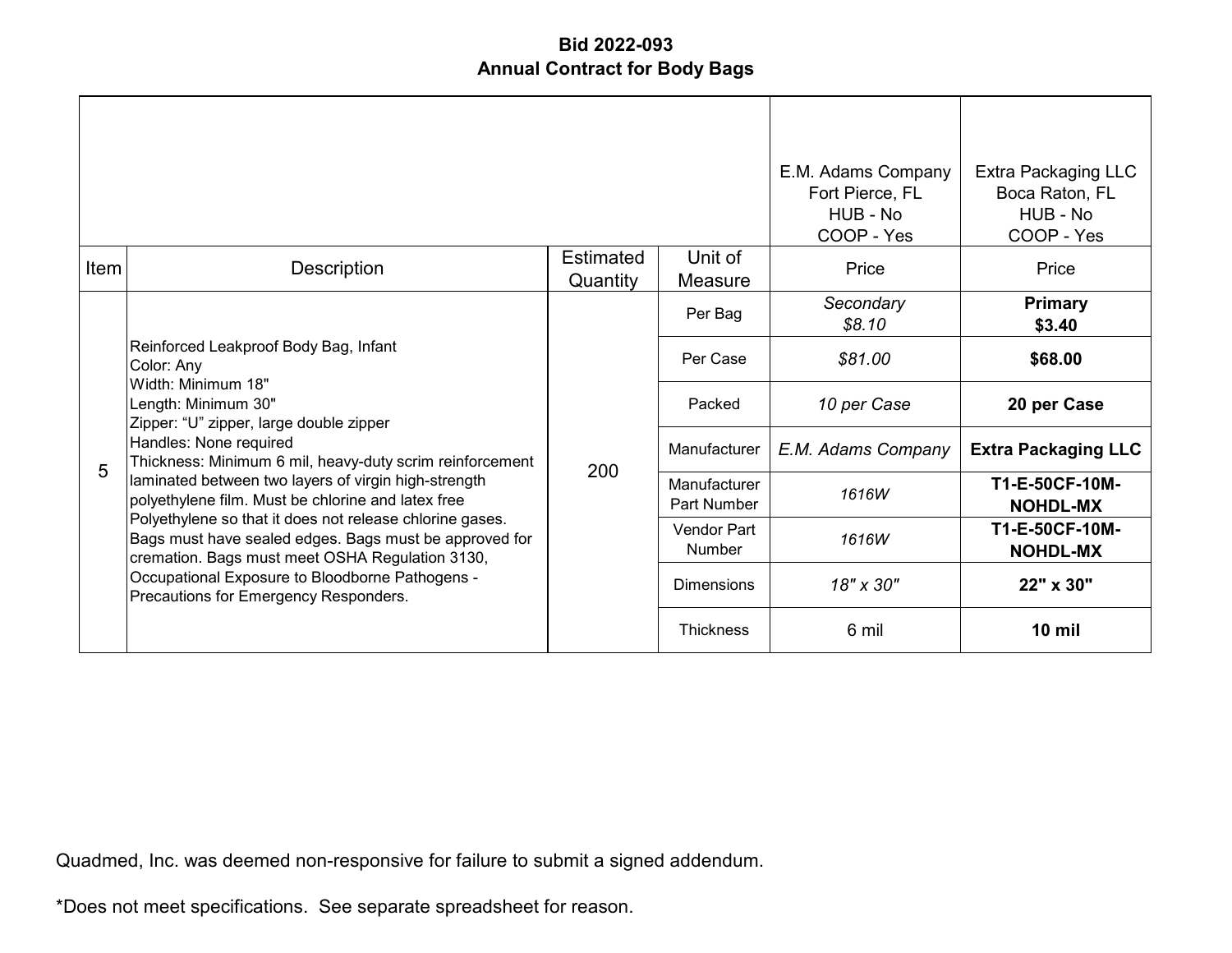**Bid 2022-093**
**Annual Contract for Body Bags**

| Item | Description | Estimated Quantity | Unit of Measure | E.M. Adams Company<br>Fort Pierce, FL<br>HUB - No<br>COOP - Yes<br>Price | Extra Packaging LLC<br>Boca Raton, FL<br>HUB - No<br>COOP - Yes<br>Price |
|---|---|---|---|---|---|
| 5 | Reinforced Leakproof Body Bag, Infant<br>Color: Any<br>Width: Minimum 18"<br>Length: Minimum 30"<br>Zipper: "U" zipper, large double zipper<br>Handles: None required<br>Thickness: Minimum 6 mil, heavy-duty scrim reinforcement laminated between two layers of virgin high-strength polyethylene film. Must be chlorine and latex free Polyethylene so that it does not release chlorine gases. Bags must have sealed edges. Bags must be approved for cremation. Bags must meet OSHA Regulation 3130, Occupational Exposure to Bloodborne Pathogens - Precautions for Emergency Responders. | 200 | Per Bag | *Secondary*<br>*$8.10* | **Primary**<br>**$3.40** |
| | | | Per Case | *$81.00* | **$68.00** |
| | | | Packed | *10 per Case* | **20 per Case** |
| | | | Manufacturer | *E.M. Adams Company* | **Extra Packaging LLC** |
| | | | Manufacturer Part Number | *1616W* | **T1-E-50CF-10M-NOHDL-MX** |
| | | | Vendor Part Number | *1616W* | **T1-E-50CF-10M-NOHDL-MX** |
| | | | Dimensions | *18" x 30"* | **22" x 30"** |
| | | | Thickness | 6 mil | **10 mil** |

Quadmed, Inc. was deemed non-responsive for failure to submit a signed addendum.

*Does not meet specifications. See separate spreadsheet for reason.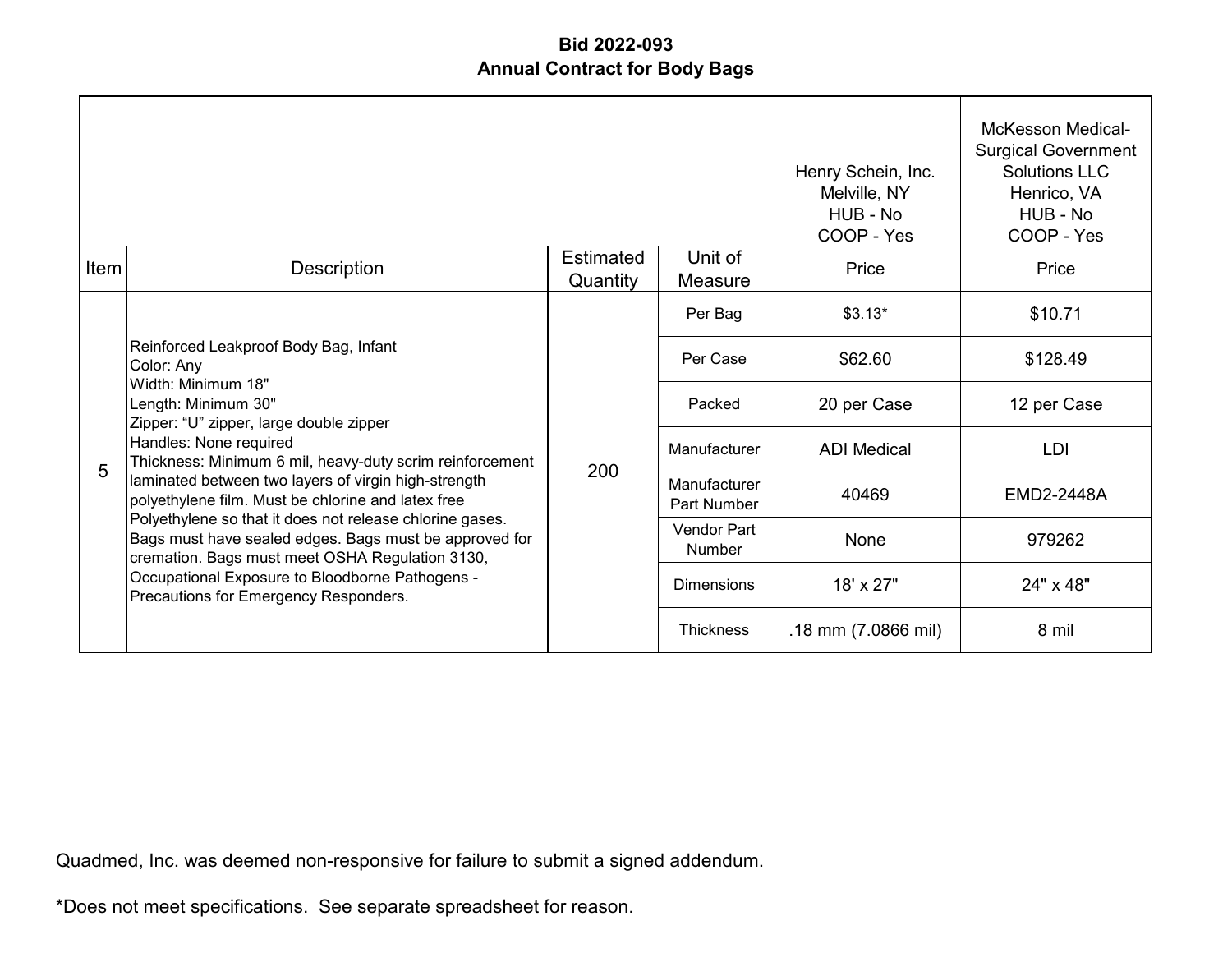**Bid 2022-093**
**Annual Contract for Body Bags**

| | | | | Henry Schein, Inc. Melville, NY HUB - No COOP - Yes | McKesson Medical-Surgical Government Solutions LLC Henrico, VA HUB - No COOP - Yes |
|---|---|---|---|---|---|
| Item | Description | Estimated Quantity | Unit of Measure | Price | Price |
| 5 | Reinforced Leakproof Body Bag, Infant<br>Color: Any<br>Width: Minimum 18"<br>Length: Minimum 30"<br>Zipper: "U" zipper, large double zipper<br>Handles: None required<br>Thickness: Minimum 6 mil, heavy-duty scrim reinforcement laminated between two layers of virgin high-strength polyethylene film. Must be chlorine and latex free Polyethylene so that it does not release chlorine gases. Bags must have sealed edges. Bags must be approved for cremation. Bags must meet OSHA Regulation 3130, Occupational Exposure to Bloodborne Pathogens - Precautions for Emergency Responders. | 200 | Per Bag | $3.13* | $10.71 |
| | | | Per Case | $62.60 | $128.49 |
| | | | Packed | 20 per Case | 12 per Case |
| | | | Manufacturer | ADI Medical | LDI |
| | | | Manufacturer Part Number | 40469 | EMD2-2448A |
| | | | Vendor Part Number | None | 979262 |
| | | | Dimensions | 18' x 27" | 24" x 48" |
| | | | Thickness | .18 mm (7.0866 mil) | 8 mil |

Quadmed, Inc. was deemed non-responsive for failure to submit a signed addendum.

*Does not meet specifications. See separate spreadsheet for reason.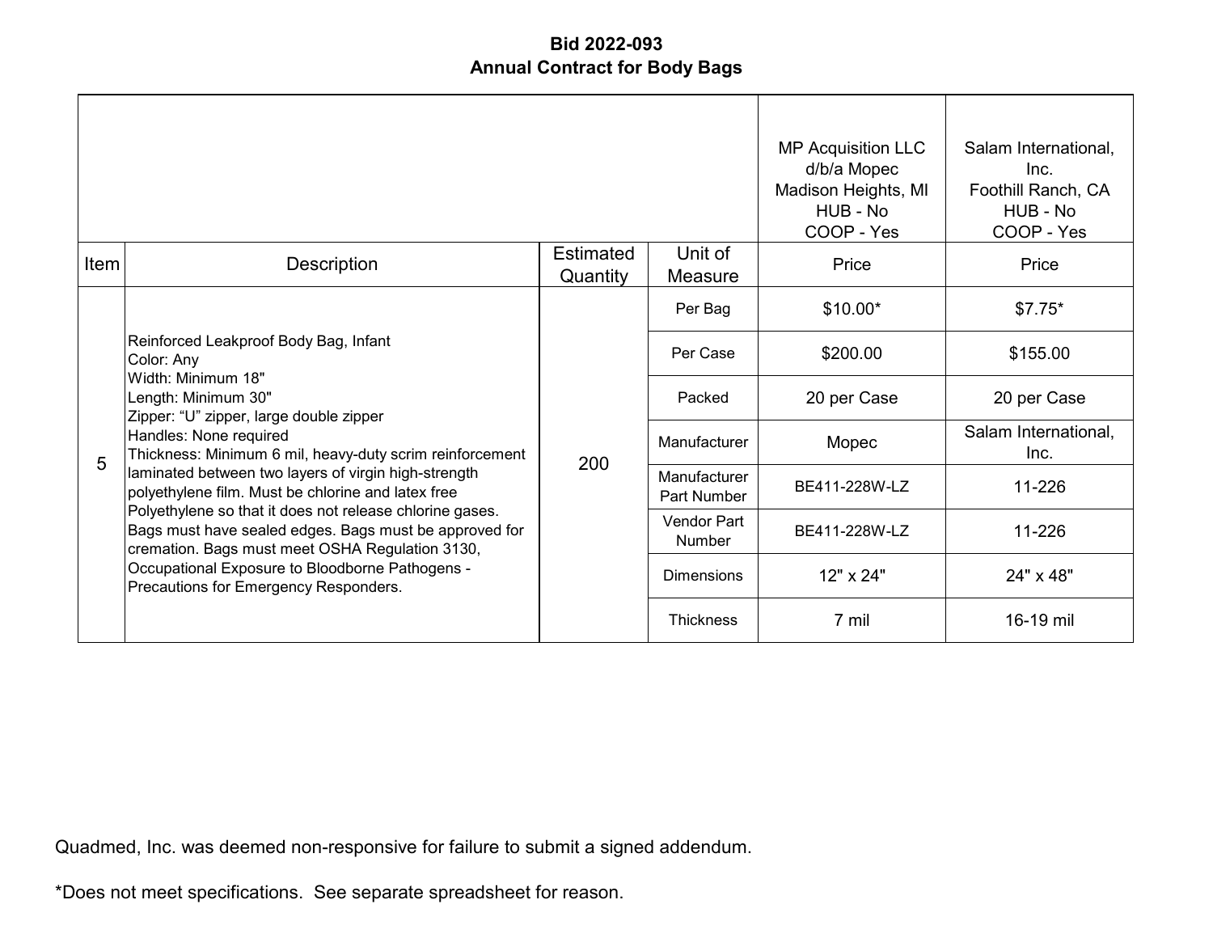# Bid 2022-093
## Annual Contract for Body Bags

| Item | Description | Estimated Quantity | Unit of Measure | MP Acquisition LLC d/b/a Mopec Madison Heights, MI HUB - No COOP - Yes Price | Salam International, Inc. Foothill Ranch, CA HUB - No COOP - Yes Price |
|---|---|---|---|---|---|
| 5 | Reinforced Leakproof Body Bag, Infant<br>Color: Any<br>Width: Minimum 18"<br>Length: Minimum 30"<br>Zipper: "U" zipper, large double zipper<br>Handles: None required<br>Thickness: Minimum 6 mil, heavy-duty scrim reinforcement laminated between two layers of virgin high-strength polyethylene film. Must be chlorine and latex free Polyethylene so that it does not release chlorine gases. Bags must have sealed edges. Bags must be approved for cremation. Bags must meet OSHA Regulation 3130, Occupational Exposure to Bloodborne Pathogens - Precautions for Emergency Responders. | 200 | Per Bag | $10.00* | $7.75* |
| | | | Per Case | $200.00 | $155.00 |
| | | | Packed | 20 per Case | 20 per Case |
| | | | Manufacturer | Mopec | Salam International, Inc. |
| | | | Manufacturer Part Number | BE411-228W-LZ | 11-226 |
| | | | Vendor Part Number | BE411-228W-LZ | 11-226 |
| | | | Dimensions | 12" x 24" | 24" x 48" |
| | | | Thickness | 7 mil | 16-19 mil |

Quadmed, Inc. was deemed non-responsive for failure to submit a signed addendum.

*Does not meet specifications. See separate spreadsheet for reason.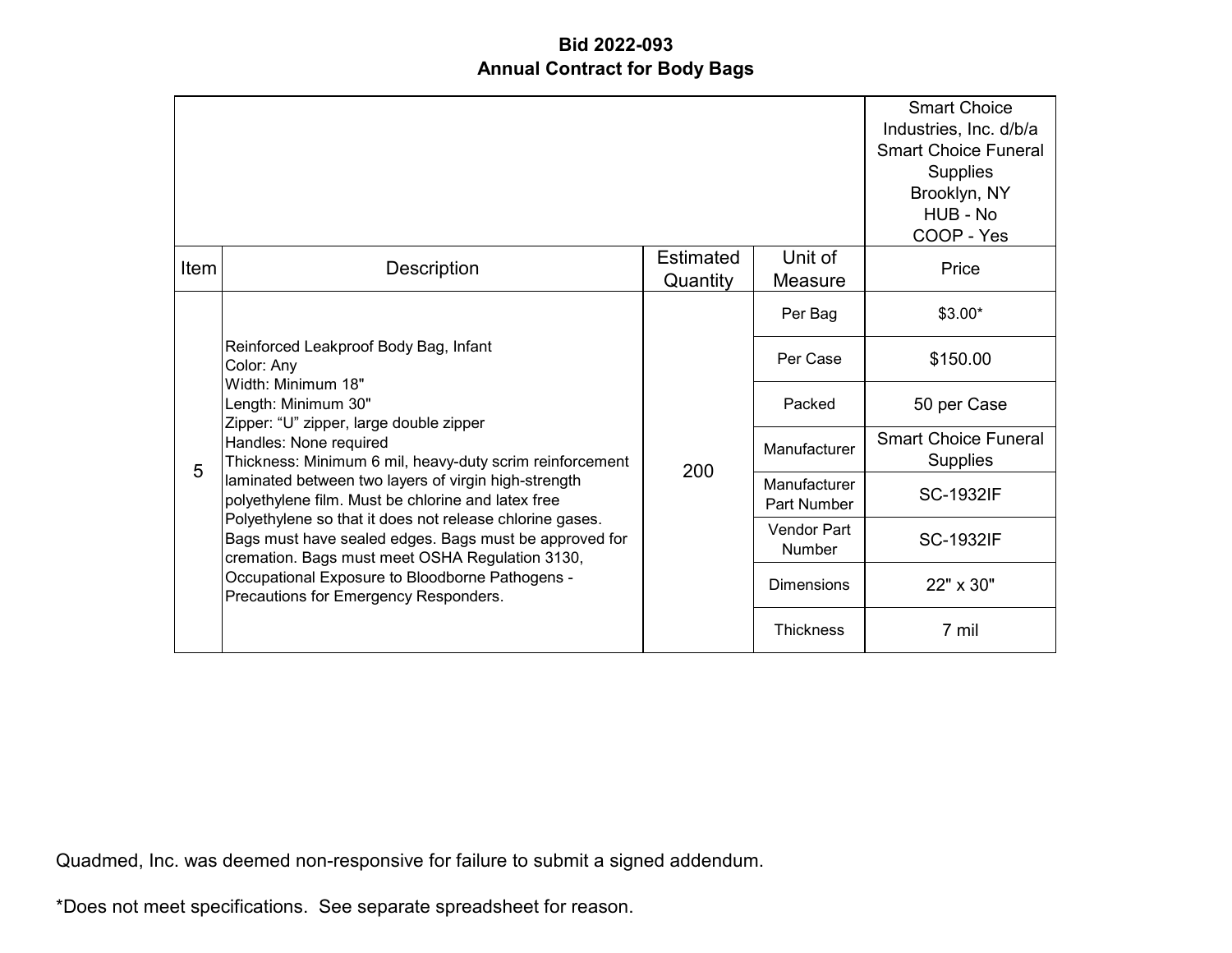**Bid 2022-093**
**Annual Contract for Body Bags**

| Item | Description | Estimated Quantity | Unit of Measure | Smart Choice Industries, Inc. d/b/a Smart Choice Funeral Supplies Brooklyn, NY HUB - No COOP - Yes |
|---|---|---|---|---|
| | | | | Price |
| 5 | Reinforced Leakproof Body Bag, Infant<br>Color: Any<br>Width: Minimum 18"<br>Length: Minimum 30"<br>Zipper: "U" zipper, large double zipper<br>Handles: None required<br>Thickness: Minimum 6 mil, heavy-duty scrim reinforcement laminated between two layers of virgin high-strength polyethylene film. Must be chlorine and latex free Polyethylene so that it does not release chlorine gases. Bags must have sealed edges. Bags must be approved for cremation. Bags must meet OSHA Regulation 3130, Occupational Exposure to Bloodborne Pathogens - Precautions for Emergency Responders. | 200 | Per Bag | $3.00* |
| | | | Per Case | $150.00 |
| | | | Packed | 50 per Case |
| | | | Manufacturer | Smart Choice Funeral Supplies |
| | | | Manufacturer Part Number | SC-1932IF |
| | | | Vendor Part Number | SC-1932IF |
| | | | Dimensions | 22" x 30" |
| | | | Thickness | 7 mil |

Quadmed, Inc. was deemed non-responsive for failure to submit a signed addendum.

*Does not meet specifications. See separate spreadsheet for reason.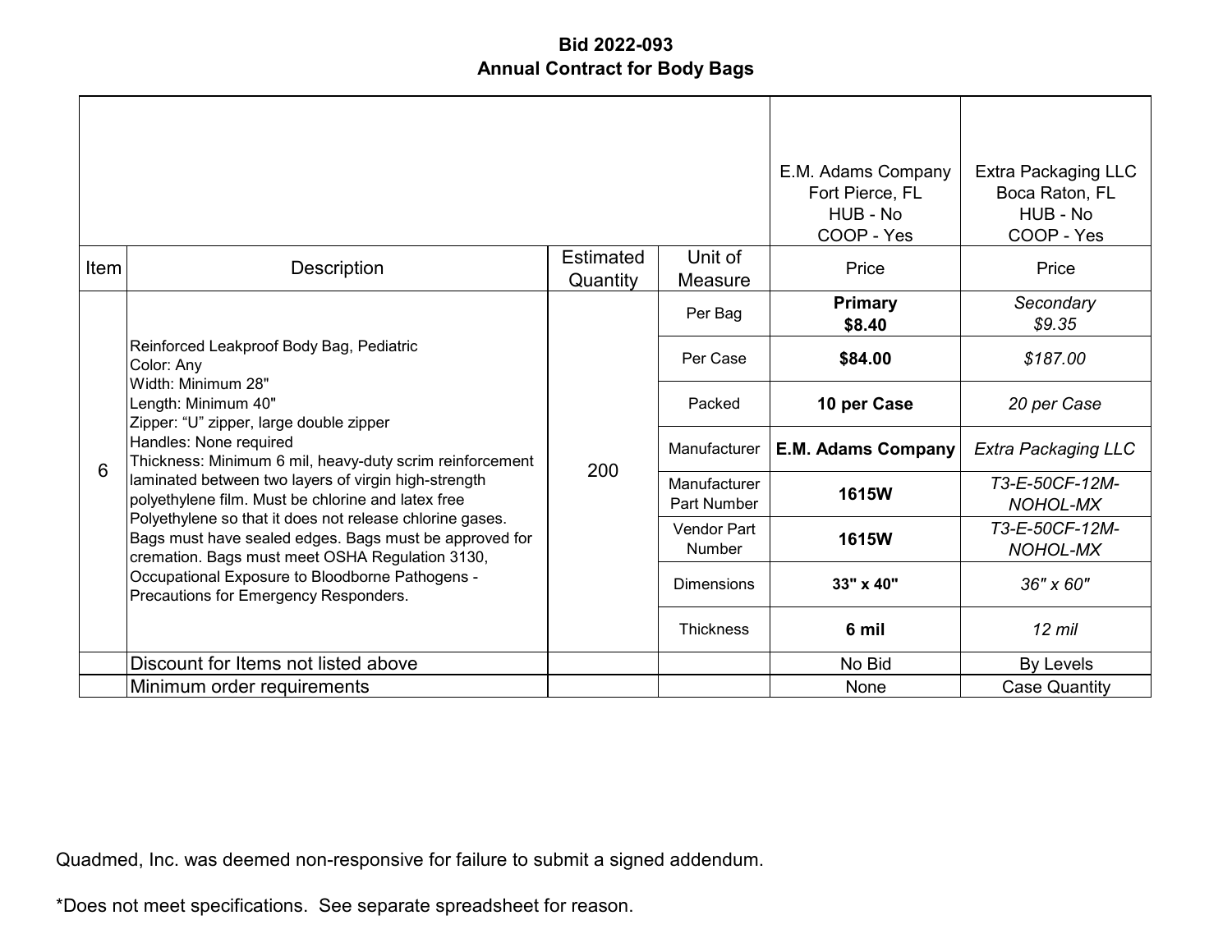# Bid 2022-093
## Annual Contract for Body Bags

| Item | Description | Estimated Quantity | Unit of Measure | E.M. Adams Company<br>Fort Pierce, FL<br>HUB - No<br>COOP - Yes<br>Price | Extra Packaging LLC<br>Boca Raton, FL<br>HUB - No<br>COOP - Yes<br>Price |
|---|---|---|---|---|---|
| 6 | Reinforced Leakproof Body Bag, Pediatric<br>Color: Any<br>Width: Minimum 28"<br>Length: Minimum 40"<br>Zipper: "U" zipper, large double zipper<br>Handles: None required<br>Thickness: Minimum 6 mil, heavy-duty scrim reinforcement laminated between two layers of virgin high-strength polyethylene film. Must be chlorine and latex free Polyethylene so that it does not release chlorine gases. Bags must have sealed edges. Bags must be approved for cremation. Bags must meet OSHA Regulation 3130, Occupational Exposure to Bloodborne Pathogens - Precautions for Emergency Responders. | 200 | Per Bag | **Primary**<br>**$8.40** | *Secondary*<br>*$9.35* |
| | | | Per Case | **$84.00** | *$187.00* |
| | | | Packed | **10 per Case** | *20 per Case* |
| | | | Manufacturer | **E.M. Adams Company** | *Extra Packaging LLC* |
| | | | Manufacturer Part Number | **1615W** | *T3-E-50CF-12M-NOHOL-MX* |
| | | | Vendor Part Number | **1615W** | *T3-E-50CF-12M-NOHOL-MX* |
| | | | Dimensions | **33" x 40"** | *36" x 60"* |
| | | | Thickness | **6 mil** | *12 mil* |
| | Discount for Items not listed above | | | No Bid | By Levels |
| | Minimum order requirements | | | None | Case Quantity |

Quadmed, Inc. was deemed non-responsive for failure to submit a signed addendum.

*Does not meet specifications. See separate spreadsheet for reason.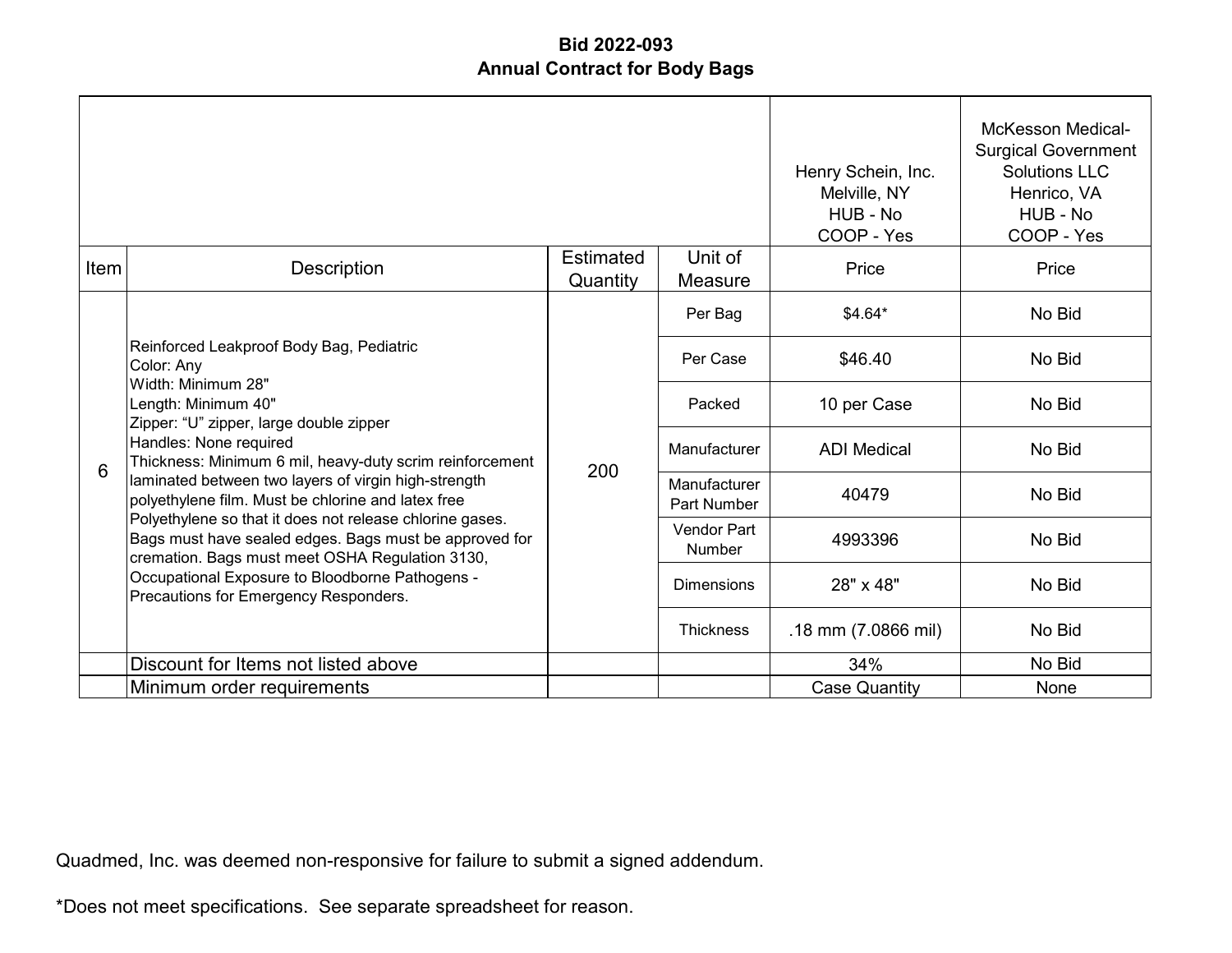**Bid 2022-093**
**Annual Contract for Body Bags**

| Item | Description | Estimated Quantity | Unit of Measure | Henry Schein, Inc. Melville, NY HUB - No COOP - Yes Price | McKesson Medical-Surgical Government Solutions LLC Henrico, VA HUB - No COOP - Yes Price |
|---|---|---|---|---|---|
| 6 | Reinforced Leakproof Body Bag, Pediatric Color: Any Width: Minimum 28" Length: Minimum 40" Zipper: "U" zipper, large double zipper Handles: None required Thickness: Minimum 6 mil, heavy-duty scrim reinforcement laminated between two layers of virgin high-strength polyethylene film. Must be chlorine and latex free Polyethylene so that it does not release chlorine gases. Bags must have sealed edges. Bags must be approved for cremation. Bags must meet OSHA Regulation 3130, Occupational Exposure to Bloodborne Pathogens - Precautions for Emergency Responders. | 200 | Per Bag | $4.64* | No Bid |
| | | | Per Case | $46.40 | No Bid |
| | | | Packed | 10 per Case | No Bid |
| | | | Manufacturer | ADI Medical | No Bid |
| | | | Manufacturer Part Number | 40479 | No Bid |
| | | | Vendor Part Number | 4993396 | No Bid |
| | | | Dimensions | 28" x 48" | No Bid |
| | | | Thickness | .18 mm (7.0866 mil) | No Bid |
| | Discount for Items not listed above | | | 34% | No Bid |
| | Minimum order requirements | | | Case Quantity | None |

Quadmed, Inc. was deemed non-responsive for failure to submit a signed addendum.

*Does not meet specifications. See separate spreadsheet for reason.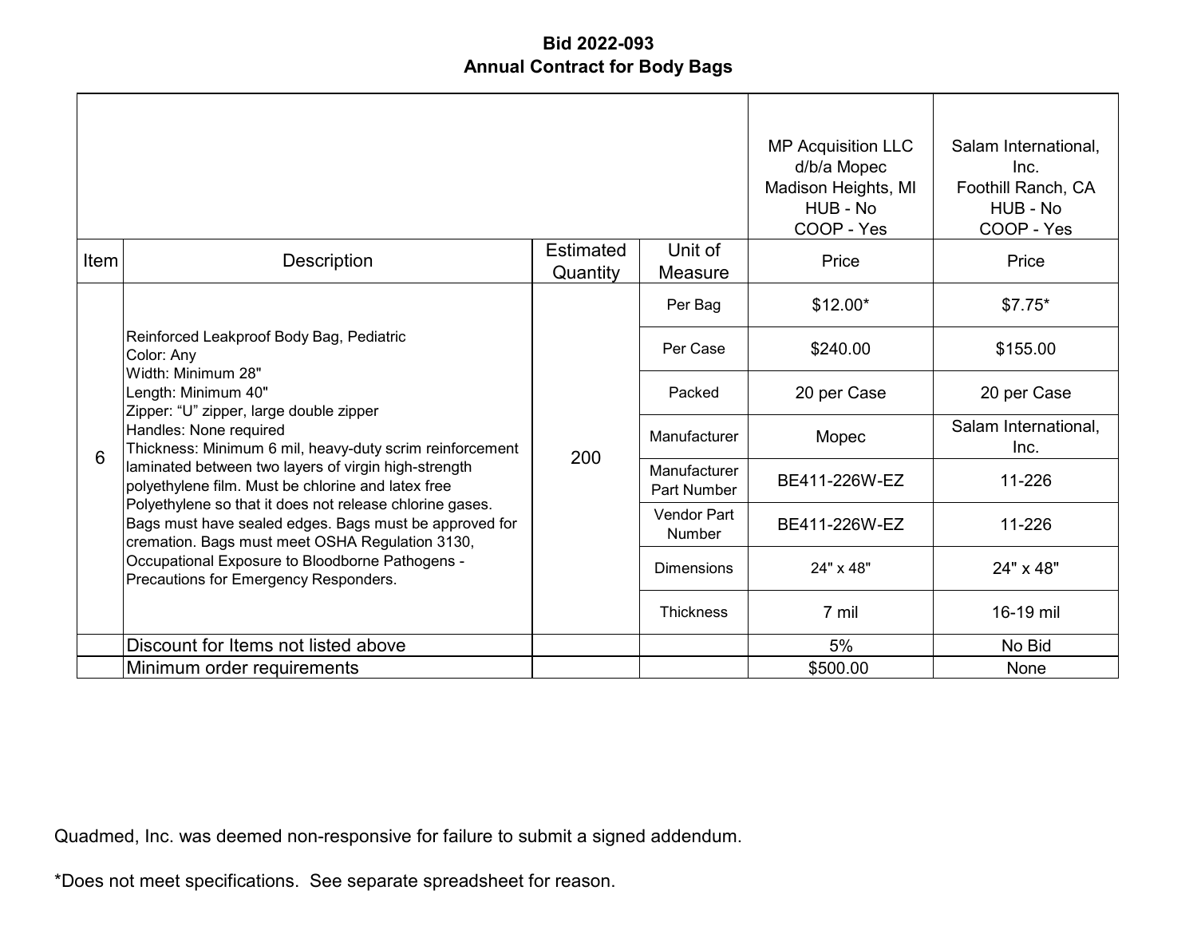**Bid 2022-093**
**Annual Contract for Body Bags**

| Item | Description | Estimated Quantity | Unit of Measure | MP Acquisition LLC d/b/a Mopec Madison Heights, MI HUB - No COOP - Yes<br>Price | Salam International, Inc. Foothill Ranch, CA HUB - No COOP - Yes<br>Price |
|---|---|---|---|---|---|
| 6 | Reinforced Leakproof Body Bag, Pediatric<br>Color: Any<br>Width: Minimum 28"<br>Length: Minimum 40"<br>Zipper: "U" zipper, large double zipper<br>Handles: None required<br>Thickness: Minimum 6 mil, heavy-duty scrim reinforcement laminated between two layers of virgin high-strength polyethylene film. Must be chlorine and latex free Polyethylene so that it does not release chlorine gases. Bags must have sealed edges. Bags must be approved for cremation. Bags must meet OSHA Regulation 3130, Occupational Exposure to Bloodborne Pathogens - Precautions for Emergency Responders. | 200 | Per Bag | $12.00* | $7.75* |
| | | | Per Case | $240.00 | $155.00 |
| | | | Packed | 20 per Case | 20 per Case |
| | | | Manufacturer | Mopec | Salam International, Inc. |
| | | | Manufacturer Part Number | BE411-226W-EZ | 11-226 |
| | | | Vendor Part Number | BE411-226W-EZ | 11-226 |
| | | | Dimensions | 24" x 48" | 24" x 48" |
| | | | Thickness | 7 mil | 16-19 mil |
| | Discount for Items not listed above | | | 5% | No Bid |
| | Minimum order requirements | | | $500.00 | None |

Quadmed, Inc. was deemed non-responsive for failure to submit a signed addendum.

*Does not meet specifications. See separate spreadsheet for reason.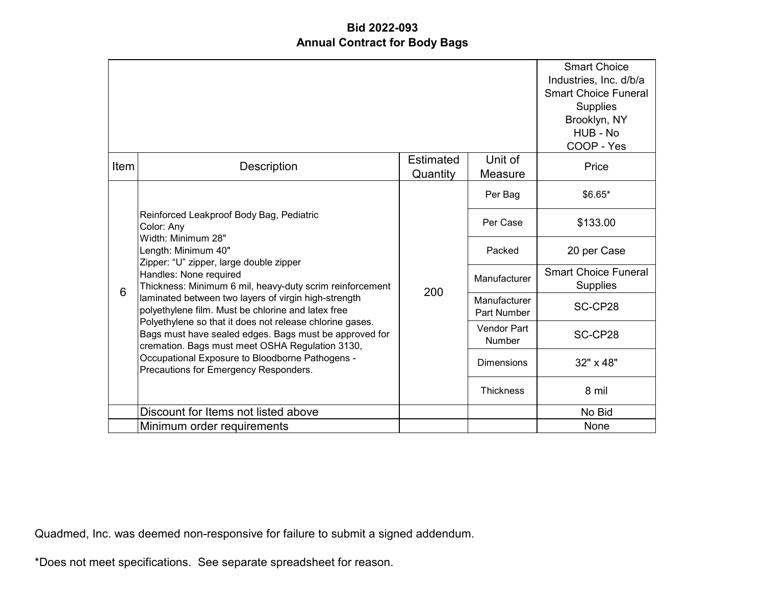# Bid 2022-093
## Annual Contract for Body Bags

| Item | Description | Estimated Quantity | Unit of Measure | Smart Choice Industries, Inc. d/b/a Smart Choice Funeral Supplies Brooklyn, NY HUB - No COOP - Yes |
|---|---|---|---|---|
| | | | | Price |
| 6 | Reinforced Leakproof Body Bag, Pediatric<br>Color: Any<br>Width: Minimum 28"<br>Length: Minimum 40"<br>Zipper: "U" zipper, large double zipper<br>Handles: None required<br>Thickness: Minimum 6 mil, heavy-duty scrim reinforcement laminated between two layers of virgin high-strength polyethylene film. Must be chlorine and latex free Polyethylene so that it does not release chlorine gases. Bags must have sealed edges. Bags must be approved for cremation. Bags must meet OSHA Regulation 3130, Occupational Exposure to Bloodborne Pathogens - Precautions for Emergency Responders. | 200 | Per Bag | $6.65* |
| | | | Per Case | $133.00 |
| | | | Packed | 20 per Case |
| | | | Manufacturer | Smart Choice Funeral Supplies |
| | | | Manufacturer Part Number | SC-CP28 |
| | | | Vendor Part Number | SC-CP28 |
| | | | Dimensions | 32" x 48" |
| | | | Thickness | 8 mil |
| | Discount for Items not listed above | | | No Bid |
| | Minimum order requirements | | | None |

Quadmed, Inc. was deemed non-responsive for failure to submit a signed addendum.

*Does not meet specifications. See separate spreadsheet for reason.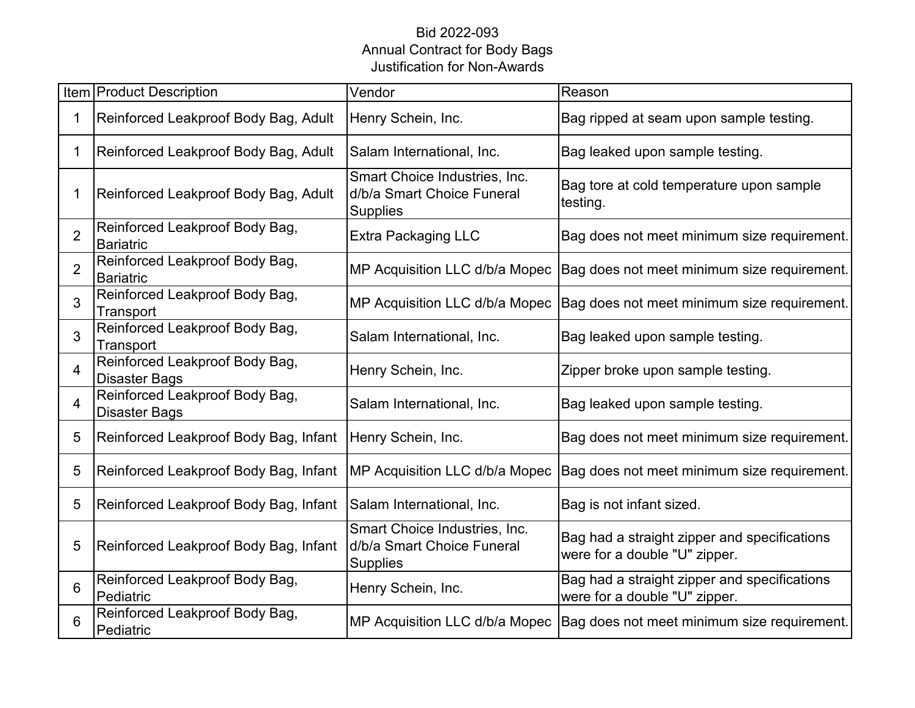# Bid 2022-093
## Annual Contract for Body Bags
## Justification for Non-Awards

| Item | Product Description | Vendor | Reason |
|---|---|---|---|
| 1 | Reinforced Leakproof Body Bag, Adult | Henry Schein, Inc. | Bag ripped at seam upon sample testing. |
| 1 | Reinforced Leakproof Body Bag, Adult | Salam International, Inc. | Bag leaked upon sample testing. |
| 1 | Reinforced Leakproof Body Bag, Adult | Smart Choice Industries, Inc. d/b/a Smart Choice Funeral Supplies | Bag tore at cold temperature upon sample testing. |
| 2 | Reinforced Leakproof Body Bag, Bariatric | Extra Packaging LLC | Bag does not meet minimum size requirement. |
| 2 | Reinforced Leakproof Body Bag, Bariatric | MP Acquisition LLC d/b/a Mopec | Bag does not meet minimum size requirement. |
| 3 | Reinforced Leakproof Body Bag, Transport | MP Acquisition LLC d/b/a Mopec | Bag does not meet minimum size requirement. |
| 3 | Reinforced Leakproof Body Bag, Transport | Salam International, Inc. | Bag leaked upon sample testing. |
| 4 | Reinforced Leakproof Body Bag, Disaster Bags | Henry Schein, Inc. | Zipper broke upon sample testing. |
| 4 | Reinforced Leakproof Body Bag, Disaster Bags | Salam International, Inc. | Bag leaked upon sample testing. |
| 5 | Reinforced Leakproof Body Bag, Infant | Henry Schein, Inc. | Bag does not meet minimum size requirement. |
| 5 | Reinforced Leakproof Body Bag, Infant | MP Acquisition LLC d/b/a Mopec | Bag does not meet minimum size requirement. |
| 5 | Reinforced Leakproof Body Bag, Infant | Salam International, Inc. | Bag is not infant sized. |
| 5 | Reinforced Leakproof Body Bag, Infant | Smart Choice Industries, Inc. d/b/a Smart Choice Funeral Supplies | Bag had a straight zipper and specifications were for a double "U" zipper. |
| 6 | Reinforced Leakproof Body Bag, Pediatric | Henry Schein, Inc. | Bag had a straight zipper and specifications were for a double "U" zipper. |
| 6 | Reinforced Leakproof Body Bag, Pediatric | MP Acquisition LLC d/b/a Mopec | Bag does not meet minimum size requirement. |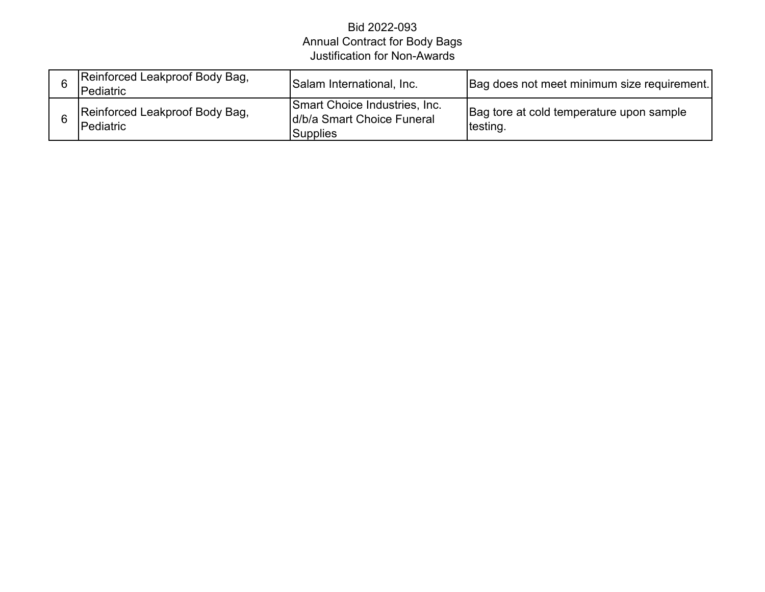Bid 2022-093
Annual Contract for Body Bags
Justification for Non-Awards

| | | | |
|---|---|---|---|
| 6 | Reinforced Leakproof Body Bag, Pediatric | Salam International, Inc. | Bag does not meet minimum size requirement. |
| 6 | Reinforced Leakproof Body Bag, Pediatric | Smart Choice Industries, Inc. d/b/a Smart Choice Funeral Supplies | Bag tore at cold temperature upon sample testing. |